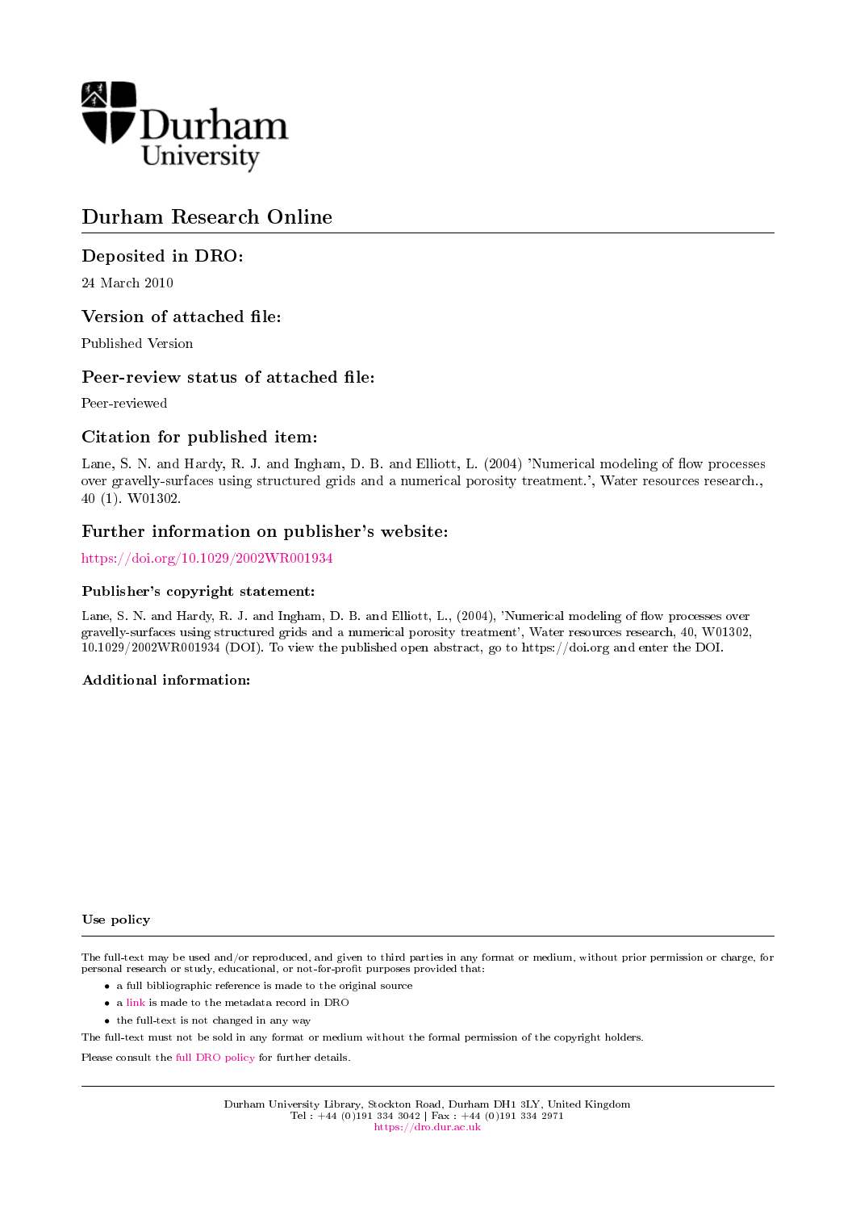Durham University

# Durham Research Online

## Deposited in DRO:

24 March 2010

## Version of attached file:

Published Version

## Peer-review status of attached file:

Peer-reviewed

## Citation for published item:

Lane, S. N. and Hardy, R. J. and Ingham, D. B. and Elliott, L. (2004) 'Numerical modeling of flow processes over gravelly-surfaces using structured grids and a numerical porosity treatment.', Water resources research., 40 (1). W01302.

## Further information on publisher's website:

https://doi.org/10.1029/2002WR001934

### Publisher's copyright statement:

Lane, S. N. and Hardy, R. J. and Ingham, D. B. and Elliott, L., (2004), 'Numerical modeling of flow processes over gravelly-surfaces using structured grids and a numerical porosity treatment', Water resources research, 40, W01302, 10.1029/2002WR001934 (DOI). To view the published open abstract, go to https://doi.org and enter the DOI.

### Additional information:

#### Use policy

The full-text may be used and/or reproduced, and given to third parties in any format or medium, without prior permission or charge, for personal research or study, educational, or not-for-profit purposes provided that:

- a full bibliographic reference is made to the original source
- a link is made to the metadata record in DRO
- the full-text is not changed in any way

The full-text must not be sold in any format or medium without the formal permission of the copyright holders.

Please consult the full DRO policy for further details.

Durham University Library, Stockton Road, Durham DH1 3LY, United Kingdom
Tel : +44 (0)191 334 3042 | Fax : +44 (0)191 334 2971
https://dro.dur.ac.uk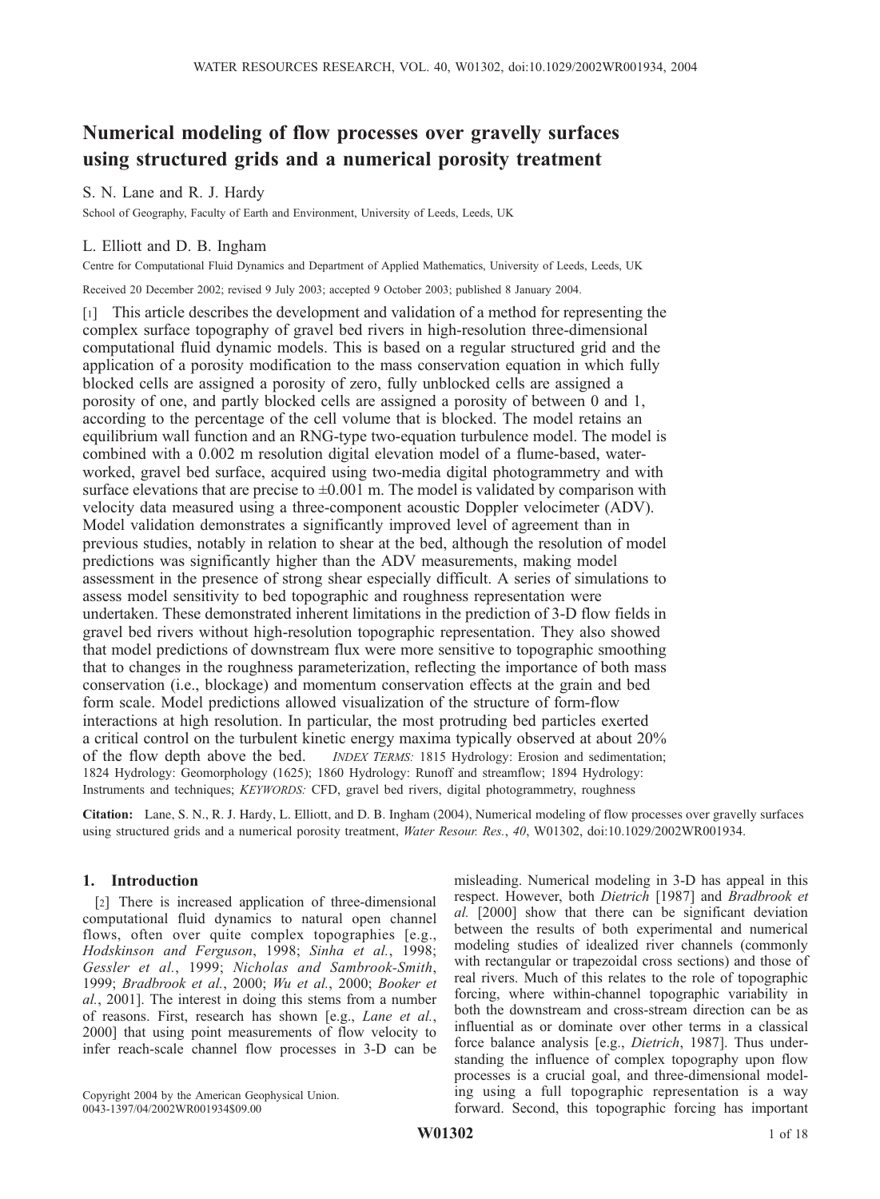# Numerical modeling of flow processes over gravelly surfaces using structured grids and a numerical porosity treatment

S. N. Lane and R. J. Hardy

School of Geography, Faculty of Earth and Environment, University of Leeds, Leeds, UK

L. Elliott and D. B. Ingham

Centre for Computational Fluid Dynamics and Department of Applied Mathematics, University of Leeds, Leeds, UK

Received 20 December 2002; revised 9 July 2003; accepted 9 October 2003; published 8 January 2004.

[1] This article describes the development and validation of a method for representing the complex surface topography of gravel bed rivers in high-resolution three-dimensional computational fluid dynamic models. This is based on a regular structured grid and the application of a porosity modification to the mass conservation equation in which fully blocked cells are assigned a porosity of zero, fully unblocked cells are assigned a porosity of one, and partly blocked cells are assigned a porosity of between 0 and 1, according to the percentage of the cell volume that is blocked. The model retains an equilibrium wall function and an RNG-type two-equation turbulence model. The model is combined with a 0.002 m resolution digital elevation model of a flume-based, water-worked, gravel bed surface, acquired using two-media digital photogrammetry and with surface elevations that are precise to ±0.001 m. The model is validated by comparison with velocity data measured using a three-component acoustic Doppler velocimeter (ADV). Model validation demonstrates a significantly improved level of agreement than in previous studies, notably in relation to shear at the bed, although the resolution of model predictions was significantly higher than the ADV measurements, making model assessment in the presence of strong shear especially difficult. A series of simulations to assess model sensitivity to bed topographic and roughness representation were undertaken. These demonstrated inherent limitations in the prediction of 3-D flow fields in gravel bed rivers without high-resolution topographic representation. They also showed that model predictions of downstream flux were more sensitive to topographic smoothing that to changes in the roughness parameterization, reflecting the importance of both mass conservation (i.e., blockage) and momentum conservation effects at the grain and bed form scale. Model predictions allowed visualization of the structure of form-flow interactions at high resolution. In particular, the most protruding bed particles exerted a critical control on the turbulent kinetic energy maxima typically observed at about 20% of the flow depth above the bed. *INDEX TERMS:* 1815 Hydrology: Erosion and sedimentation; 1824 Hydrology: Geomorphology (1625); 1860 Hydrology: Runoff and streamflow; 1894 Hydrology: Instruments and techniques; *KEYWORDS:* CFD, gravel bed rivers, digital photogrammetry, roughness

**Citation:** Lane, S. N., R. J. Hardy, L. Elliott, and D. B. Ingham (2004), Numerical modeling of flow processes over gravelly surfaces using structured grids and a numerical porosity treatment, *Water Resour. Res.*, *40*, W01302, doi:10.1029/2002WR001934.

## 1. Introduction

[2] There is increased application of three-dimensional computational fluid dynamics to natural open channel flows, often over quite complex topographies [e.g., *Hodskinson and Ferguson*, 1998; *Sinha et al.*, 1998; *Gessler et al.*, 1999; *Nicholas and Sambrook-Smith*, 1999; *Bradbrook et al.*, 2000; *Wu et al.*, 2000; *Booker et al.*, 2001]. The interest in doing this stems from a number of reasons. First, research has shown [e.g., *Lane et al.*, 2000] that using point measurements of flow velocity to infer reach-scale channel flow processes in 3-D can be misleading. Numerical modeling in 3-D has appeal in this respect. However, both *Dietrich* [1987] and *Bradbrook et al.* [2000] show that there can be significant deviation between the results of both experimental and numerical modeling studies of idealized river channels (commonly with rectangular or trapezoidal cross sections) and those of real rivers. Much of this relates to the role of topographic forcing, where within-channel topographic variability in both the downstream and cross-stream direction can be as influential as or dominate over other terms in a classical force balance analysis [e.g., *Dietrich*, 1987]. Thus understanding the influence of complex topography upon flow processes is a crucial goal, and three-dimensional modeling using a full topographic representation is a way forward. Second, this topographic forcing has important

Copyright 2004 by the American Geophysical Union.
0043-1397/04/2002WR001934$09.00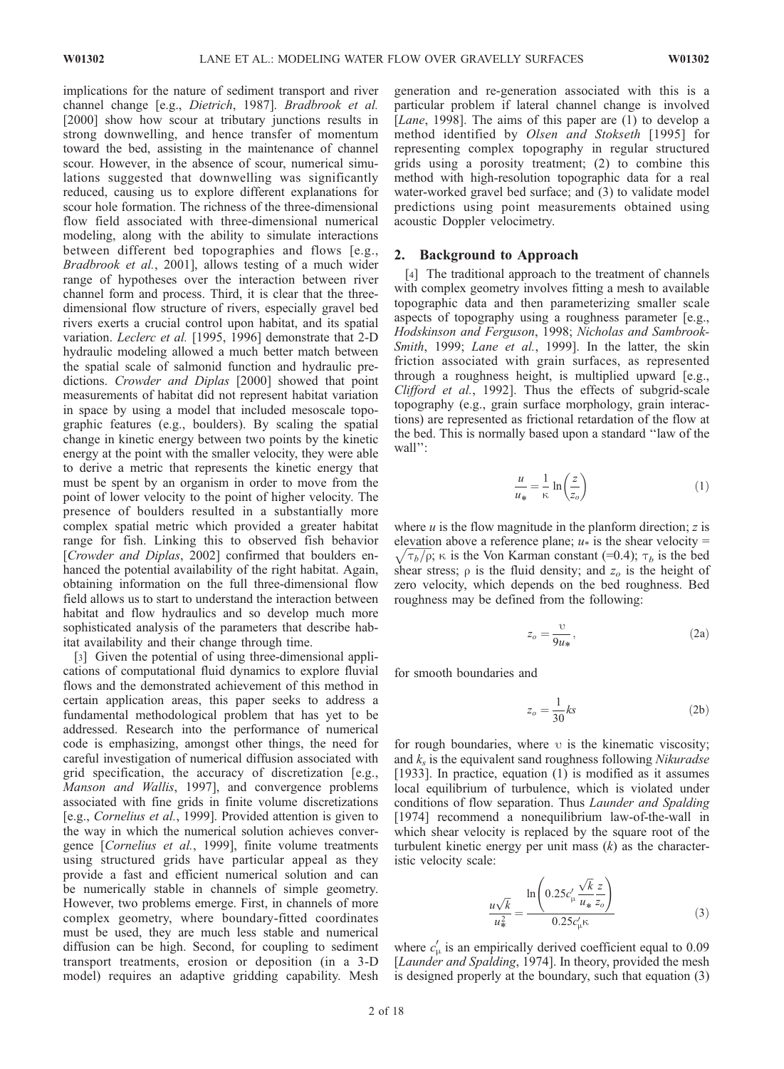implications for the nature of sediment transport and river channel change [e.g., *Dietrich*, 1987]. *Bradbrook et al.* [2000] show how scour at tributary junctions results in strong downwelling, and hence transfer of momentum toward the bed, assisting in the maintenance of channel scour. However, in the absence of scour, numerical simulations suggested that downwelling was significantly reduced, causing us to explore different explanations for scour hole formation. The richness of the three-dimensional flow field associated with three-dimensional numerical modeling, along with the ability to simulate interactions between different bed topographies and flows [e.g., *Bradbrook et al.*, 2001], allows testing of a much wider range of hypotheses over the interaction between river channel form and process. Third, it is clear that the three-dimensional flow structure of rivers, especially gravel bed rivers exerts a crucial control upon habitat, and its spatial variation. *Leclerc et al.* [1995, 1996] demonstrate that 2-D hydraulic modeling allowed a much better match between the spatial scale of salmonid function and hydraulic predictions. *Crowder and Diplas* [2000] showed that point measurements of habitat did not represent habitat variation in space by using a model that included mesoscale topographic features (e.g., boulders). By scaling the spatial change in kinetic energy between two points by the kinetic energy at the point with the smaller velocity, they were able to derive a metric that represents the kinetic energy that must be spent by an organism in order to move from the point of lower velocity to the point of higher velocity. The presence of boulders resulted in a substantially more complex spatial metric which provided a greater habitat range for fish. Linking this to observed fish behavior [*Crowder and Diplas*, 2002] confirmed that boulders enhanced the potential availability of the right habitat. Again, obtaining information on the full three-dimensional flow field allows us to start to understand the interaction between habitat and flow hydraulics and so develop much more sophisticated analysis of the parameters that describe habitat availability and their change through time.

[3] Given the potential of using three-dimensional applications of computational fluid dynamics to explore fluvial flows and the demonstrated achievement of this method in certain application areas, this paper seeks to address a fundamental methodological problem that has yet to be addressed. Research into the performance of numerical code is emphasizing, amongst other things, the need for careful investigation of numerical diffusion associated with grid specification, the accuracy of discretization [e.g., *Manson and Wallis*, 1997], and convergence problems associated with fine grids in finite volume discretizations [e.g., *Cornelius et al.*, 1999]. Provided attention is given to the way in which the numerical solution achieves convergence [*Cornelius et al.*, 1999], finite volume treatments using structured grids have particular appeal as they provide a fast and efficient numerical solution and can be numerically stable in channels of simple geometry. However, two problems emerge. First, in channels of more complex geometry, where boundary-fitted coordinates must be used, they are much less stable and numerical diffusion can be high. Second, for coupling to sediment transport treatments, erosion or deposition (in a 3-D model) requires an adaptive gridding capability. Mesh generation and re-generation associated with this is a particular problem if lateral channel change is involved [*Lane*, 1998]. The aims of this paper are (1) to develop a method identified by *Olsen and Stokseth* [1995] for representing complex topography in regular structured grids using a porosity treatment; (2) to combine this method with high-resolution topographic data for a real water-worked gravel bed surface; and (3) to validate model predictions using point measurements obtained using acoustic Doppler velocimetry.

## 2. Background to Approach

[4] The traditional approach to the treatment of channels with complex geometry involves fitting a mesh to available topographic data and then parameterizing smaller scale aspects of topography using a roughness parameter [e.g., *Hodskinson and Ferguson*, 1998; *Nicholas and Sambrook-Smith*, 1999; *Lane et al.*, 1999]. In the latter, the skin friction associated with grain surfaces, as represented through a roughness height, is multiplied upward [e.g., *Clifford et al.*, 1992]. Thus the effects of subgrid-scale topography (e.g., grain surface morphology, grain interactions) are represented as frictional retardation of the flow at the bed. This is normally based upon a standard "law of the wall":

$$\frac{u}{u_*} = \frac{1}{\kappa} \ln\left(\frac{z}{z_o}\right) \tag{1}$$

where $u$ is the flow magnitude in the planform direction; $z$ is elevation above a reference plane; $u_*$ is the shear velocity = $\sqrt{\tau_b/\rho}$; $\kappa$ is the Von Karman constant (=0.4); $\tau_b$ is the bed shear stress; $\rho$ is the fluid density; and $z_o$ is the height of zero velocity, which depends on the bed roughness. Bed roughness may be defined from the following:

$$z_o = \frac{\upsilon}{9u_*}, \tag{2a}$$

for smooth boundaries and

$$z_o = \frac{1}{30} ks \tag{2b}$$

for rough boundaries, where $\upsilon$ is the kinematic viscosity; and $k_s$ is the equivalent sand roughness following *Nikuradse* [1933]. In practice, equation (1) is modified as it assumes local equilibrium of turbulence, which is violated under conditions of flow separation. Thus *Launder and Spalding* [1974] recommend a nonequilibrium law-of-the-wall in which shear velocity is replaced by the square root of the turbulent kinetic energy per unit mass ($k$) as the characteristic velocity scale:

$$\frac{u\sqrt{k}}{u_*^2} = \frac{\ln\left(0.25c'_\mu \dfrac{\sqrt{k}}{u_*}\dfrac{z}{z_o}\right)}{0.25c'_\mu \kappa} \tag{3}$$

where $c'_\mu$ is an empirically derived coefficient equal to 0.09 [*Launder and Spalding*, 1974]. In theory, provided the mesh is designed properly at the boundary, such that equation (3)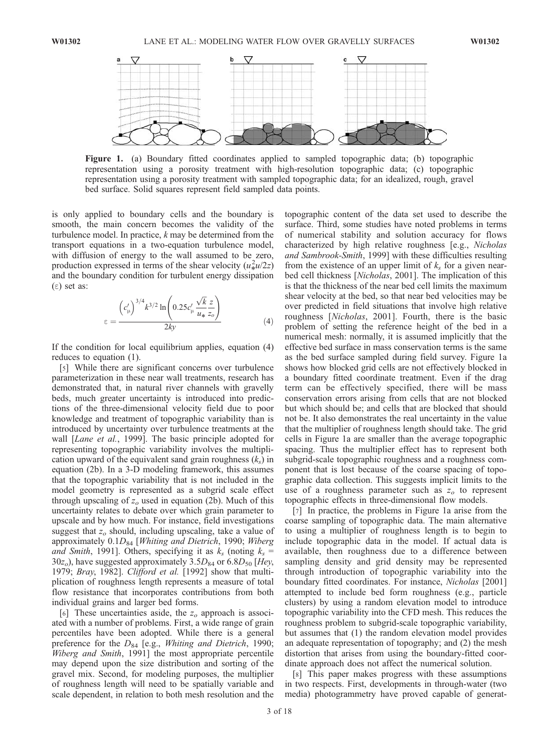**Figure 1.** (a) Boundary fitted coordinates applied to sampled topographic data; (b) topographic representation using a porosity treatment with high-resolution topographic data; (c) topographic representation using a porosity treatment with sampled topographic data; for an idealized, rough, gravel bed surface. Solid squares represent field sampled data points.

is only applied to boundary cells and the boundary is smooth, the main concern becomes the validity of the turbulence model. In practice, $k$ may be determined from the transport equations in a two-equation turbulence model, with diffusion of energy to the wall assumed to be zero, production expressed in terms of the shear velocity ($u_*^2 u/2z$) and the boundary condition for turbulent energy dissipation ($\varepsilon$) set as:

$$\varepsilon = \frac{\left(c'_\mu\right)^{3/4} k^{3/2} \ln\left(0.25 c'_\mu \frac{\sqrt{k}}{u_*} \frac{z}{z_o}\right)}{2ky} \tag{4}$$

If the condition for local equilibrium applies, equation (4) reduces to equation (1).

[5] While there are significant concerns over turbulence parameterization in these near wall treatments, research has demonstrated that, in natural river channels with gravelly beds, much greater uncertainty is introduced into predictions of the three-dimensional velocity field due to poor knowledge and treatment of topographic variability than is introduced by uncertainty over turbulence treatments at the wall [*Lane et al.*, 1999]. The basic principle adopted for representing topographic variability involves the multiplication upward of the equivalent sand grain roughness ($k_s$) in equation (2b). In a 3-D modeling framework, this assumes that the topographic variability that is not included in the model geometry is represented as a subgrid scale effect through upscaling of $z_o$ used in equation (2b). Much of this uncertainty relates to debate over which grain parameter to upscale and by how much. For instance, field investigations suggest that $z_o$ should, including upscaling, take a value of approximately $0.1D_{84}$ [*Whiting and Dietrich*, 1990; *Wiberg and Smith*, 1991]. Others, specifying it as $k_s$ (noting $k_s = 30z_o$), have suggested approximately $3.5D_{84}$ or $6.8D_{50}$ [*Hey*, 1979; *Bray*, 1982]. *Clifford et al.* [1992] show that multiplication of roughness length represents a measure of total flow resistance that incorporates contributions from both individual grains and larger bed forms.

[6] These uncertainties aside, the $z_o$ approach is associated with a number of problems. First, a wide range of grain percentiles have been adopted. While there is a general preference for the $D_{84}$ [e.g., *Whiting and Dietrich*, 1990; *Wiberg and Smith*, 1991] the most appropriate percentile may depend upon the size distribution and sorting of the gravel mix. Second, for modeling purposes, the multiplier of roughness length will need to be spatially variable and scale dependent, in relation to both mesh resolution and the topographic content of the data set used to describe the surface. Third, some studies have noted problems in terms of numerical stability and solution accuracy for flows characterized by high relative roughness [e.g., *Nicholas and Sambrook-Smith*, 1999] with these difficulties resulting from the existence of an upper limit of $k_s$ for a given near-bed cell thickness [*Nicholas*, 2001]. The implication of this is that the thickness of the near bed cell limits the maximum shear velocity at the bed, so that near bed velocities may be over predicted in field situations that involve high relative roughness [*Nicholas*, 2001]. Fourth, there is the basic problem of setting the reference height of the bed in a numerical mesh: normally, it is assumed implicitly that the effective bed surface in mass conservation terms is the same as the bed surface sampled during field survey. Figure 1a shows how blocked grid cells are not effectively blocked in a boundary fitted coordinate treatment. Even if the drag term can be effectively specified, there will be mass conservation errors arising from cells that are not blocked but which should be; and cells that are blocked that should not be. It also demonstrates the real uncertainty in the value that the multiplier of roughness length should take. The grid cells in Figure 1a are smaller than the average topographic spacing. Thus the multiplier effect has to represent both subgrid-scale topographic roughness and a roughness component that is lost because of the coarse spacing of topographic data collection. This suggests implicit limits to the use of a roughness parameter such as $z_o$ to represent topographic effects in three-dimensional flow models.

[7] In practice, the problems in Figure 1a arise from the coarse sampling of topographic data. The main alternative to using a multiplier of roughness length is to begin to include topographic data in the model. If actual data is available, then roughness due to a difference between sampling density and grid density may be represented through introduction of topographic variability into the boundary fitted coordinates. For instance, *Nicholas* [2001] attempted to include bed form roughness (e.g., particle clusters) by using a random elevation model to introduce topographic variability into the CFD mesh. This reduces the roughness problem to subgrid-scale topographic variability, but assumes that (1) the random elevation model provides an adequate representation of topography; and (2) the mesh distortion that arises from using the boundary-fitted coordinate approach does not affect the numerical solution.

[8] This paper makes progress with these assumptions in two respects. First, developments in through-water (two media) photogrammetry have proved capable of generat-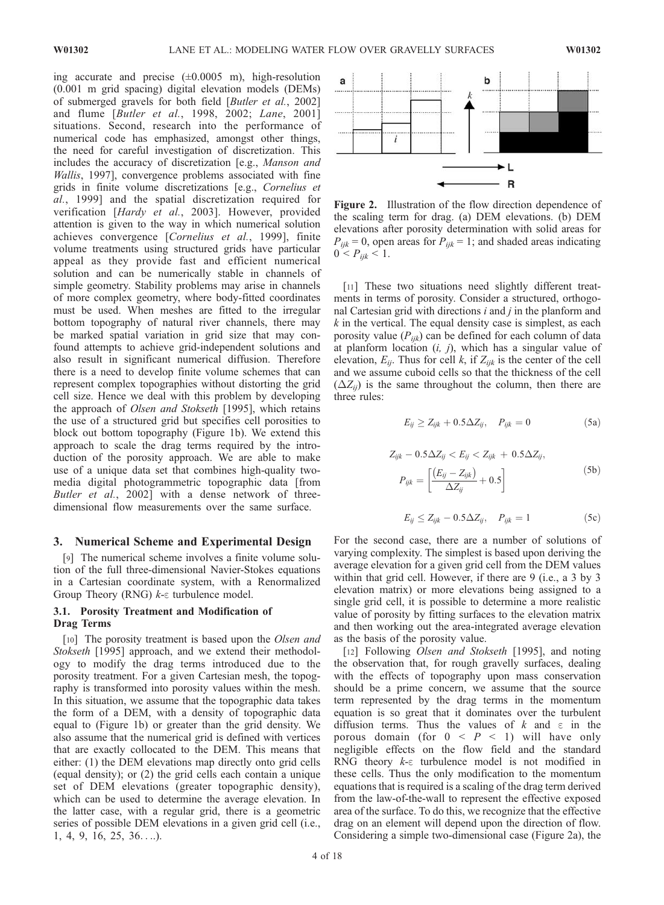ing accurate and precise (±0.0005 m), high-resolution (0.001 m grid spacing) digital elevation models (DEMs) of submerged gravels for both field [*Butler et al.*, 2002] and flume [*Butler et al.*, 1998, 2002; *Lane*, 2001] situations. Second, research into the performance of numerical code has emphasized, amongst other things, the need for careful investigation of discretization. This includes the accuracy of discretization [e.g., *Manson and Wallis*, 1997], convergence problems associated with fine grids in finite volume discretizations [e.g., *Cornelius et al.*, 1999] and the spatial discretization required for verification [*Hardy et al.*, 2003]. However, provided attention is given to the way in which numerical solution achieves convergence [*Cornelius et al.*, 1999], finite volume treatments using structured grids have particular appeal as they provide fast and efficient numerical solution and can be numerically stable in channels of simple geometry. Stability problems may arise in channels of more complex geometry, where body-fitted coordinates must be used. When meshes are fitted to the irregular bottom topography of natural river channels, there may be marked spatial variation in grid size that may confound attempts to achieve grid-independent solutions and also result in significant numerical diffusion. Therefore there is a need to develop finite volume schemes that can represent complex topographies without distorting the grid cell size. Hence we deal with this problem by developing the approach of *Olsen and Stokseth* [1995], which retains the use of a structured grid but specifies cell porosities to block out bottom topography (Figure 1b). We extend this approach to scale the drag terms required by the introduction of the porosity approach. We are able to make use of a unique data set that combines high-quality two-media digital photogrammetric topographic data [from *Butler et al.*, 2002] with a dense network of three-dimensional flow measurements over the same surface.

## 3. Numerical Scheme and Experimental Design

[9] The numerical scheme involves a finite volume solution of the full three-dimensional Navier-Stokes equations in a Cartesian coordinate system, with a Renormalized Group Theory (RNG) $k$-$\varepsilon$ turbulence model.

### 3.1. Porosity Treatment and Modification of Drag Terms

[10] The porosity treatment is based upon the *Olsen and Stokseth* [1995] approach, and we extend their methodology to modify the drag terms introduced due to the porosity treatment. For a given Cartesian mesh, the topography is transformed into porosity values within the mesh. In this situation, we assume that the topographic data takes the form of a DEM, with a density of topographic data equal to (Figure 1b) or greater than the grid density. We also assume that the numerical grid is defined with vertices that are exactly collocated to the DEM. This means that either: (1) the DEM elevations map directly onto grid cells (equal density); or (2) the grid cells each contain a unique set of DEM elevations (greater topographic density), which can be used to determine the average elevation. In the latter case, with a regular grid, there is a geometric series of possible DEM elevations in a given grid cell (i.e., 1, 4, 9, 16, 25, 36….).

Figure 2. Illustration of the flow direction dependence of the scaling term for drag. (a) DEM elevations. (b) DEM elevations after porosity determination with solid areas for $P_{ijk} = 0$, open areas for $P_{ijk} = 1$; and shaded areas indicating $0 < P_{ijk} < 1$.

[11] These two situations need slightly different treatments in terms of porosity. Consider a structured, orthogonal Cartesian grid with directions $i$ and $j$ in the planform and $k$ in the vertical. The equal density case is simplest, as each porosity value ($P_{ijk}$) can be defined for each column of data at planform location ($i$, $j$), which has a singular value of elevation, $E_{ij}$. Thus for cell $k$, if $Z_{ijk}$ is the center of the cell and we assume cuboid cells so that the thickness of the cell ($\Delta Z_{ij}$) is the same throughout the column, then there are three rules:

$$E_{ij} \geq Z_{ijk} + 0.5\Delta Z_{ij}, \quad P_{ijk} = 0 \tag{5a}$$

$$Z_{ijk} - 0.5\Delta Z_{ij} < E_{ij} < Z_{ijk} + 0.5\Delta Z_{ij}, \quad P_{ijk} = \left[\frac{(E_{ij} - Z_{ijk})}{\Delta Z_{ij}} + 0.5\right] \tag{5b}$$

$$E_{ij} \leq Z_{ijk} - 0.5\Delta Z_{ij}, \quad P_{ijk} = 1 \tag{5c}$$

For the second case, there are a number of solutions of varying complexity. The simplest is based upon deriving the average elevation for a given grid cell from the DEM values within that grid cell. However, if there are 9 (i.e., a 3 by 3 elevation matrix) or more elevations being assigned to a single grid cell, it is possible to determine a more realistic value of porosity by fitting surfaces to the elevation matrix and then working out the area-integrated average elevation as the basis of the porosity value.

[12] Following *Olsen and Stokseth* [1995], and noting the observation that, for rough gravelly surfaces, dealing with the effects of topography upon mass conservation should be a prime concern, we assume that the source term represented by the drag terms in the momentum equation is so great that it dominates over the turbulent diffusion terms. Thus the values of $k$ and $\varepsilon$ in the porous domain (for $0 < P < 1$) will have only negligible effects on the flow field and the standard RNG theory $k$-$\varepsilon$ turbulence model is not modified in these cells. Thus the only modification to the momentum equations that is required is a scaling of the drag term derived from the law-of-the-wall to represent the effective exposed area of the surface. To do this, we recognize that the effective drag on an element will depend upon the direction of flow. Considering a simple two-dimensional case (Figure 2a), the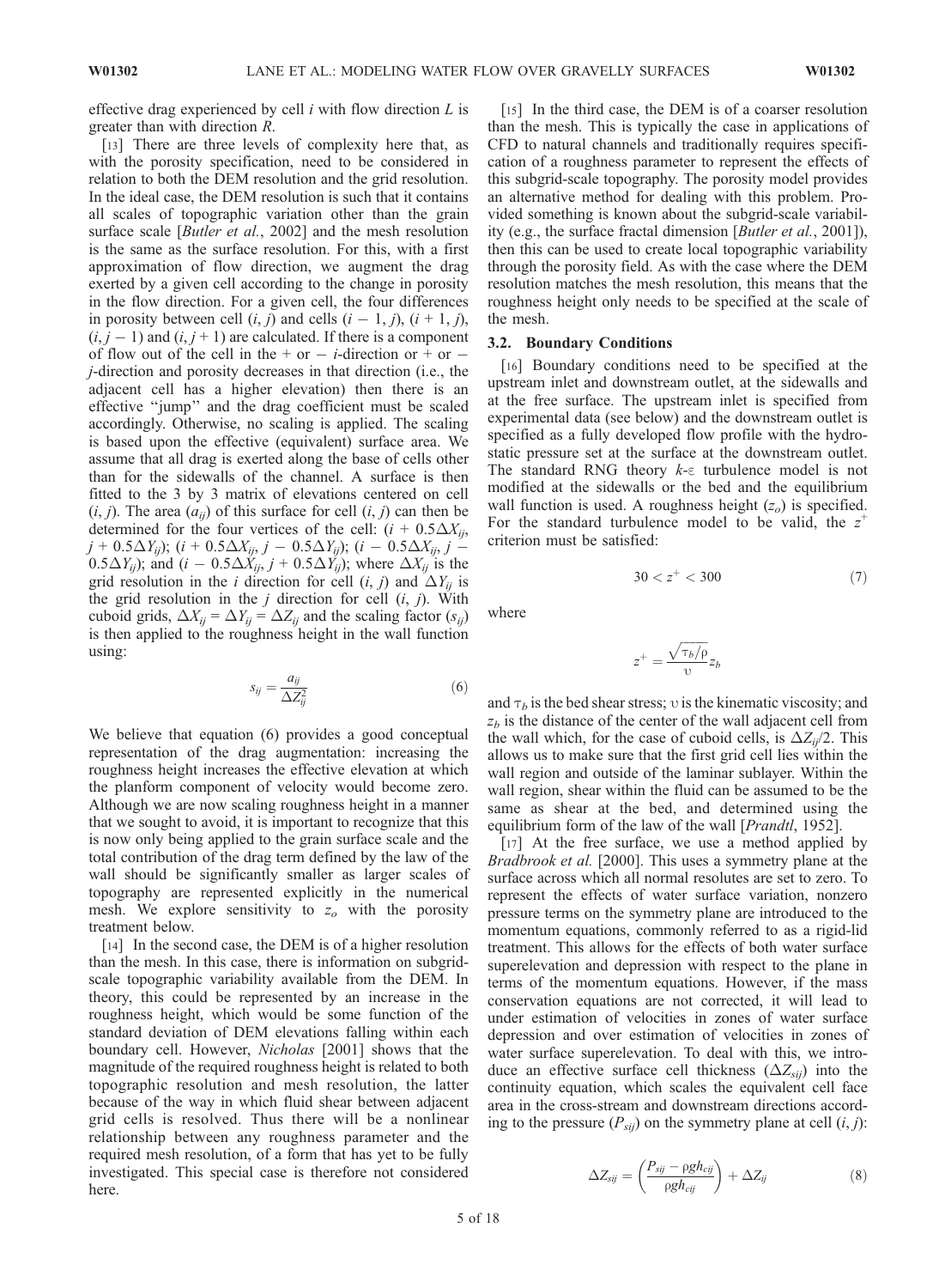effective drag experienced by cell $i$ with flow direction $L$ is greater than with direction $R$.

[13] There are three levels of complexity here that, as with the porosity specification, need to be considered in relation to both the DEM resolution and the grid resolution. In the ideal case, the DEM resolution is such that it contains all scales of topographic variation other than the grain surface scale [*Butler et al.*, 2002] and the mesh resolution is the same as the surface resolution. For this, with a first approximation of flow direction, we augment the drag exerted by a given cell according to the change in porosity in the flow direction. For a given cell, the four differences in porosity between cell $(i, j)$ and cells $(i - 1, j)$, $(i + 1, j)$, $(i, j - 1)$ and $(i, j + 1)$ are calculated. If there is a component of flow out of the cell in the + or − $i$-direction or + or − $j$-direction and porosity decreases in that direction (i.e., the adjacent cell has a higher elevation) then there is an effective "jump" and the drag coefficient must be scaled accordingly. Otherwise, no scaling is applied. The scaling is based upon the effective (equivalent) surface area. We assume that all drag is exerted along the base of cells other than for the sidewalls of the channel. A surface is then fitted to the 3 by 3 matrix of elevations centered on cell $(i, j)$. The area $(a_{ij})$ of this surface for cell $(i, j)$ can then be determined for the four vertices of the cell: $(i + 0.5\Delta X_{ij}, j + 0.5\Delta Y_{ij})$; $(i + 0.5\Delta X_{ij}, j - 0.5\Delta Y_{ij})$; $(i - 0.5\Delta X_{ij}, j - 0.5\Delta Y_{ij})$; and $(i - 0.5\Delta X_{ij}, j + 0.5\Delta Y_{ij})$; where $\Delta X_{ij}$ is the grid resolution in the $i$ direction for cell $(i, j)$ and $\Delta Y_{ij}$ is the grid resolution in the $j$ direction for cell $(i, j)$. With cuboid grids, $\Delta X_{ij} = \Delta Y_{ij} = \Delta Z_{ij}$ and the scaling factor $(s_{ij})$ is then applied to the roughness height in the wall function using:

$$s_{ij} = \frac{a_{ij}}{\Delta Z_{ij}^2} \tag{6}$$

We believe that equation (6) provides a good conceptual representation of the drag augmentation: increasing the roughness height increases the effective elevation at which the planform component of velocity would become zero. Although we are now scaling roughness height in a manner that we sought to avoid, it is important to recognize that this is now only being applied to the grain surface scale and the total contribution of the drag term defined by the law of the wall should be significantly smaller as larger scales of topography are represented explicitly in the numerical mesh. We explore sensitivity to $z_o$ with the porosity treatment below.

[14] In the second case, the DEM is of a higher resolution than the mesh. In this case, there is information on subgrid-scale topographic variability available from the DEM. In theory, this could be represented by an increase in the roughness height, which would be some function of the standard deviation of DEM elevations falling within each boundary cell. However, *Nicholas* [2001] shows that the magnitude of the required roughness height is related to both topographic resolution and mesh resolution, the latter because of the way in which fluid shear between adjacent grid cells is resolved. Thus there will be a nonlinear relationship between any roughness parameter and the required mesh resolution, of a form that has yet to be fully investigated. This special case is therefore not considered here.

[15] In the third case, the DEM is of a coarser resolution than the mesh. This is typically the case in applications of CFD to natural channels and traditionally requires specification of a roughness parameter to represent the effects of this subgrid-scale topography. The porosity model provides an alternative method for dealing with this problem. Provided something is known about the subgrid-scale variability (e.g., the surface fractal dimension [*Butler et al.*, 2001]), then this can be used to create local topographic variability through the porosity field. As with the case where the DEM resolution matches the mesh resolution, this means that the roughness height only needs to be specified at the scale of the mesh.

### 3.2. Boundary Conditions

[16] Boundary conditions need to be specified at the upstream inlet and downstream outlet, at the sidewalls and at the free surface. The upstream inlet is specified from experimental data (see below) and the downstream outlet is specified as a fully developed flow profile with the hydrostatic pressure set at the surface at the downstream outlet. The standard RNG theory $k$-$\varepsilon$ turbulence model is not modified at the sidewalls or the bed and the equilibrium wall function is used. A roughness height $(z_o)$ is specified. For the standard turbulence model to be valid, the $z^+$ criterion must be satisfied:

$$30 < z^+ < 300 \tag{7}$$

where

$$z^+ = \frac{\sqrt{\tau_b/\rho}}{\upsilon} z_b$$

and $\tau_b$ is the bed shear stress; $\upsilon$ is the kinematic viscosity; and $z_b$ is the distance of the center of the wall adjacent cell from the wall which, for the case of cuboid cells, is $\Delta Z_{ij}/2$. This allows us to make sure that the first grid cell lies within the wall region and outside of the laminar sublayer. Within the wall region, shear within the fluid can be assumed to be the same as shear at the bed, and determined using the equilibrium form of the law of the wall [*Prandtl*, 1952].

[17] At the free surface, we use a method applied by *Bradbrook et al.* [2000]. This uses a symmetry plane at the surface across which all normal resolutes are set to zero. To represent the effects of water surface variation, nonzero pressure terms on the symmetry plane are introduced to the momentum equations, commonly referred to as a rigid-lid treatment. This allows for the effects of both water surface superelevation and depression with respect to the plane in terms of the momentum equations. However, if the mass conservation equations are not corrected, it will lead to under estimation of velocities in zones of water surface depression and over estimation of velocities in zones of water surface superelevation. To deal with this, we introduce an effective surface cell thickness $(\Delta Z_{sij})$ into the continuity equation, which scales the equivalent cell face area in the cross-stream and downstream directions according to the pressure $(P_{sij})$ on the symmetry plane at cell $(i, j)$:

$$\Delta Z_{sij} = \left( \frac{P_{sij} - \rho g h_{cij}}{\rho g h_{cij}} \right) + \Delta Z_{ij} \tag{8}$$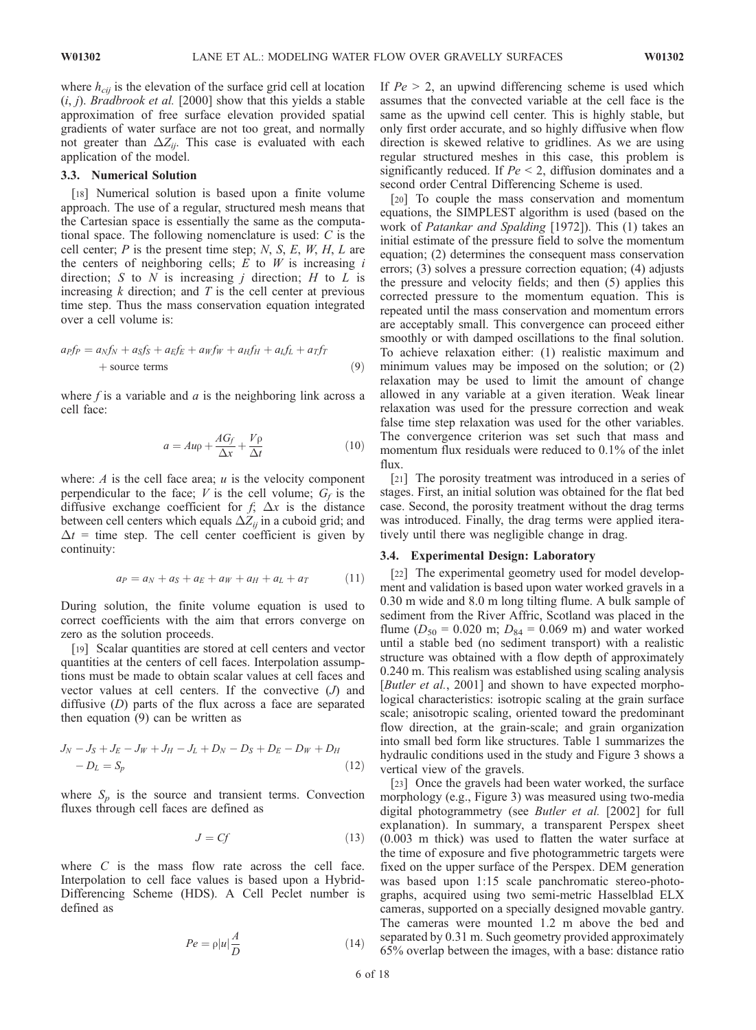where $h_{cij}$ is the elevation of the surface grid cell at location $(i, j)$. *Bradbrook et al.* [2000] show that this yields a stable approximation of free surface elevation provided spatial gradients of water surface are not too great, and normally not greater than $\Delta Z_{ij}$. This case is evaluated with each application of the model.

### 3.3. Numerical Solution

[18] Numerical solution is based upon a finite volume approach. The use of a regular, structured mesh means that the Cartesian space is essentially the same as the computational space. The following nomenclature is used: $C$ is the cell center; $P$ is the present time step; $N$, $S$, $E$, $W$, $H$, $L$ are the centers of neighboring cells; $E$ to $W$ is increasing $i$ direction; $S$ to $N$ is increasing $j$ direction; $H$ to $L$ is increasing $k$ direction; and $T$ is the cell center at previous time step. Thus the mass conservation equation integrated over a cell volume is:

$$a_P f_P = a_N f_N + a_S f_S + a_E f_E + a_W f_W + a_H f_H + a_L f_L + a_T f_T + \text{source terms} \tag{9}$$

where $f$ is a variable and $a$ is the neighboring link across a cell face:

$$a = Au\rho + \frac{AG_f}{\Delta x} + \frac{V\rho}{\Delta t} \tag{10}$$

where: $A$ is the cell face area; $u$ is the velocity component perpendicular to the face; $V$ is the cell volume; $G_f$ is the diffusive exchange coefficient for $f$; $\Delta x$ is the distance between cell centers which equals $\Delta Z_{ij}$ in a cuboid grid; and $\Delta t$ = time step. The cell center coefficient is given by continuity:

$$a_P = a_N + a_S + a_E + a_W + a_H + a_L + a_T \tag{11}$$

During solution, the finite volume equation is used to correct coefficients with the aim that errors converge on zero as the solution proceeds.

[19] Scalar quantities are stored at cell centers and vector quantities at the centers of cell faces. Interpolation assumptions must be made to obtain scalar values at cell faces and vector values at cell centers. If the convective ($J$) and diffusive ($D$) parts of the flux across a face are separated then equation (9) can be written as

$$J_N - J_S + J_E - J_W + J_H - J_L + D_N - D_S + D_E - D_W + D_H - D_L = S_p \tag{12}$$

where $S_p$ is the source and transient terms. Convection fluxes through cell faces are defined as

$$J = Cf \tag{13}$$

where $C$ is the mass flow rate across the cell face. Interpolation to cell face values is based upon a Hybrid-Differencing Scheme (HDS). A Cell Peclet number is defined as

$$Pe = \rho|u|\frac{A}{D} \tag{14}$$

If $Pe > 2$, an upwind differencing scheme is used which assumes that the convected variable at the cell face is the same as the upwind cell center. This is highly stable, but only first order accurate, and so highly diffusive when flow direction is skewed relative to gridlines. As we are using regular structured meshes in this case, this problem is significantly reduced. If $Pe < 2$, diffusion dominates and a second order Central Differencing Scheme is used.

[20] To couple the mass conservation and momentum equations, the SIMPLEST algorithm is used (based on the work of *Patankar and Spalding* [1972]). This (1) takes an initial estimate of the pressure field to solve the momentum equation; (2) determines the consequent mass conservation errors; (3) solves a pressure correction equation; (4) adjusts the pressure and velocity fields; and then (5) applies this corrected pressure to the momentum equation. This is repeated until the mass conservation and momentum errors are acceptably small. This convergence can proceed either smoothly or with damped oscillations to the final solution. To achieve relaxation either: (1) realistic maximum and minimum values may be imposed on the solution; or (2) relaxation may be used to limit the amount of change allowed in any variable at a given iteration. Weak linear relaxation was used for the pressure correction and weak false time step relaxation was used for the other variables. The convergence criterion was set such that mass and momentum flux residuals were reduced to 0.1% of the inlet flux.

[21] The porosity treatment was introduced in a series of stages. First, an initial solution was obtained for the flat bed case. Second, the porosity treatment without the drag terms was introduced. Finally, the drag terms were applied iteratively until there was negligible change in drag.

### 3.4. Experimental Design: Laboratory

[22] The experimental geometry used for model development and validation is based upon water worked gravels in a 0.30 m wide and 8.0 m long tilting flume. A bulk sample of sediment from the River Affric, Scotland was placed in the flume ($D_{50}$ = 0.020 m; $D_{84}$ = 0.069 m) and water worked until a stable bed (no sediment transport) with a realistic structure was obtained with a flow depth of approximately 0.240 m. This realism was established using scaling analysis [*Butler et al.*, 2001] and shown to have expected morphological characteristics: isotropic scaling at the grain surface scale; anisotropic scaling, oriented toward the predominant flow direction, at the grain-scale; and grain organization into small bed form like structures. Table 1 summarizes the hydraulic conditions used in the study and Figure 3 shows a vertical view of the gravels.

[23] Once the gravels had been water worked, the surface morphology (e.g., Figure 3) was measured using two-media digital photogrammetry (see *Butler et al.* [2002] for full explanation). In summary, a transparent Perspex sheet (0.003 m thick) was used to flatten the water surface at the time of exposure and five photogrammetric targets were fixed on the upper surface of the Perspex. DEM generation was based upon 1:15 scale panchromatic stereo-photographs, acquired using two semi-metric Hasselblad ELX cameras, supported on a specially designed movable gantry. The cameras were mounted 1.2 m above the bed and separated by 0.31 m. Such geometry provided approximately 65% overlap between the images, with a base: distance ratio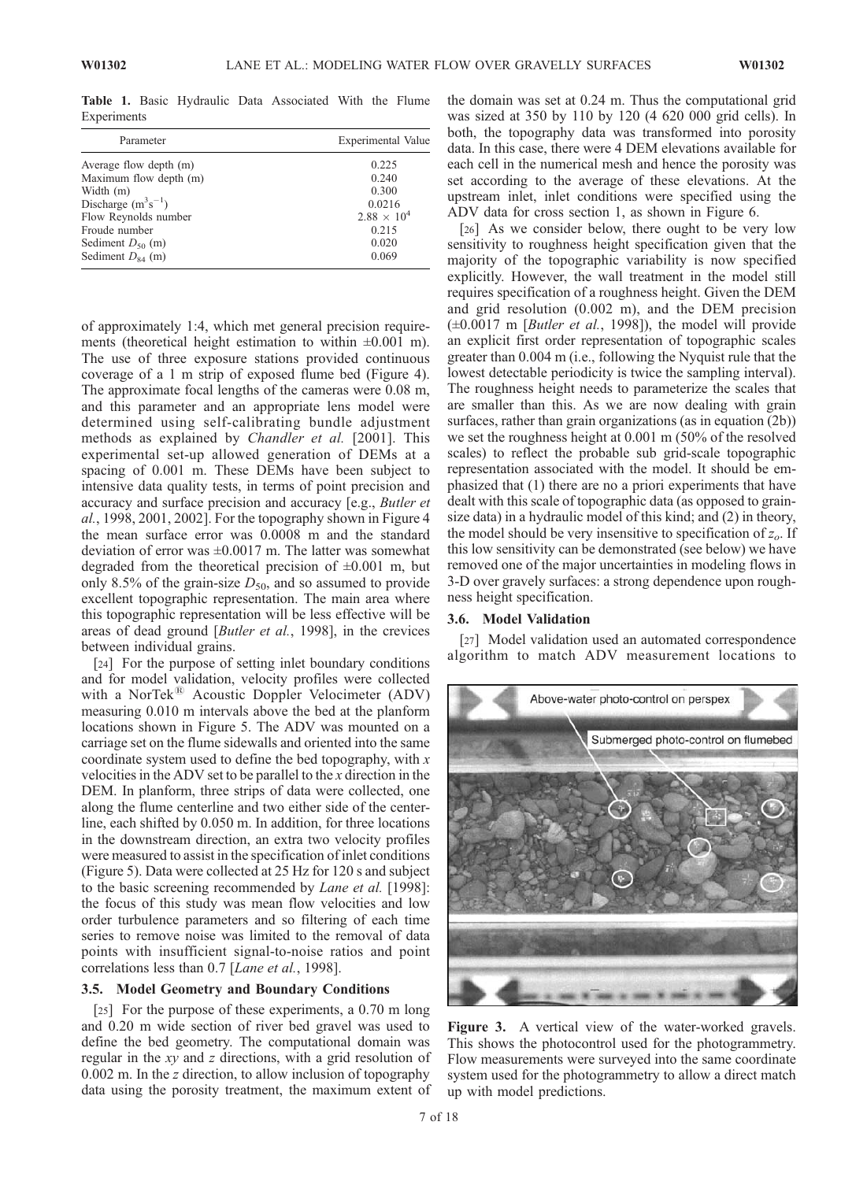**Table 1.** Basic Hydraulic Data Associated With the Flume Experiments

| Parameter | Experimental Value |
|---|---|
| Average flow depth (m) | 0.225 |
| Maximum flow depth (m) | 0.240 |
| Width (m) | 0.300 |
| Discharge ($m^3s^{-1}$) | 0.0216 |
| Flow Reynolds number | $2.88 \times 10^4$ |
| Froude number | 0.215 |
| Sediment $D_{50}$ (m) | 0.020 |
| Sediment $D_{84}$ (m) | 0.069 |

of approximately 1:4, which met general precision requirements (theoretical height estimation to within ±0.001 m). The use of three exposure stations provided continuous coverage of a 1 m strip of exposed flume bed (Figure 4). The approximate focal lengths of the cameras were 0.08 m, and this parameter and an appropriate lens model were determined using self-calibrating bundle adjustment methods as explained by *Chandler et al.* [2001]. This experimental set-up allowed generation of DEMs at a spacing of 0.001 m. These DEMs have been subject to intensive data quality tests, in terms of point precision and accuracy and surface precision and accuracy [e.g., *Butler et al.*, 1998, 2001, 2002]. For the topography shown in Figure 4 the mean surface error was 0.0008 m and the standard deviation of error was ±0.0017 m. The latter was somewhat degraded from the theoretical precision of ±0.001 m, but only 8.5% of the grain-size $D_{50}$, and so assumed to provide excellent topographic representation. The main area where this topographic representation will be less effective will be areas of dead ground [*Butler et al.*, 1998], in the crevices between individual grains.

[24] For the purpose of setting inlet boundary conditions and for model validation, velocity profiles were collected with a NorTek® Acoustic Doppler Velocimeter (ADV) measuring 0.010 m intervals above the bed at the planform locations shown in Figure 5. The ADV was mounted on a carriage set on the flume sidewalls and oriented into the same coordinate system used to define the bed topography, with $x$ velocities in the ADV set to be parallel to the $x$ direction in the DEM. In planform, three strips of data were collected, one along the flume centerline and two either side of the centerline, each shifted by 0.050 m. In addition, for three locations in the downstream direction, an extra two velocity profiles were measured to assist in the specification of inlet conditions (Figure 5). Data were collected at 25 Hz for 120 s and subject to the basic screening recommended by *Lane et al.* [1998]: the focus of this study was mean flow velocities and low order turbulence parameters and so filtering of each time series to remove noise was limited to the removal of data points with insufficient signal-to-noise ratios and point correlations less than 0.7 [*Lane et al.*, 1998].

### 3.5. Model Geometry and Boundary Conditions

[25] For the purpose of these experiments, a 0.70 m long and 0.20 m wide section of river bed gravel was used to define the bed geometry. The computational domain was regular in the $xy$ and $z$ directions, with a grid resolution of 0.002 m. In the $z$ direction, to allow inclusion of topography data using the porosity treatment, the maximum extent of the domain was set at 0.24 m. Thus the computational grid was sized at 350 by 110 by 120 (4 620 000 grid cells). In both, the topography data was transformed into porosity data. In this case, there were 4 DEM elevations available for each cell in the numerical mesh and hence the porosity was set according to the average of these elevations. At the upstream inlet, inlet conditions were specified using the ADV data for cross section 1, as shown in Figure 6.

[26] As we consider below, there ought to be very low sensitivity to roughness height specification given that the majority of the topographic variability is now specified explicitly. However, the wall treatment in the model still requires specification of a roughness height. Given the DEM and grid resolution (0.002 m), and the DEM precision (±0.0017 m [*Butler et al.*, 1998]), the model will provide an explicit first order representation of topographic scales greater than 0.004 m (i.e., following the Nyquist rule that the lowest detectable periodicity is twice the sampling interval). The roughness height needs to parameterize the scales that are smaller than this. As we are now dealing with grain surfaces, rather than grain organizations (as in equation (2b)) we set the roughness height at 0.001 m (50% of the resolved scales) to reflect the probable sub grid-scale topographic representation associated with the model. It should be emphasized that (1) there are no a priori experiments that have dealt with this scale of topographic data (as opposed to grain-size data) in a hydraulic model of this kind; and (2) in theory, the model should be very insensitive to specification of $z_o$. If this low sensitivity can be demonstrated (see below) we have removed one of the major uncertainties in modeling flows in 3-D over gravely surfaces: a strong dependence upon roughness height specification.

### 3.6. Model Validation

[27] Model validation used an automated correspondence algorithm to match ADV measurement locations to

**Figure 3.** A vertical view of the water-worked gravels. This shows the photocontrol used for the photogrammetry. Flow measurements were surveyed into the same coordinate system used for the photogrammetry to allow a direct match up with model predictions.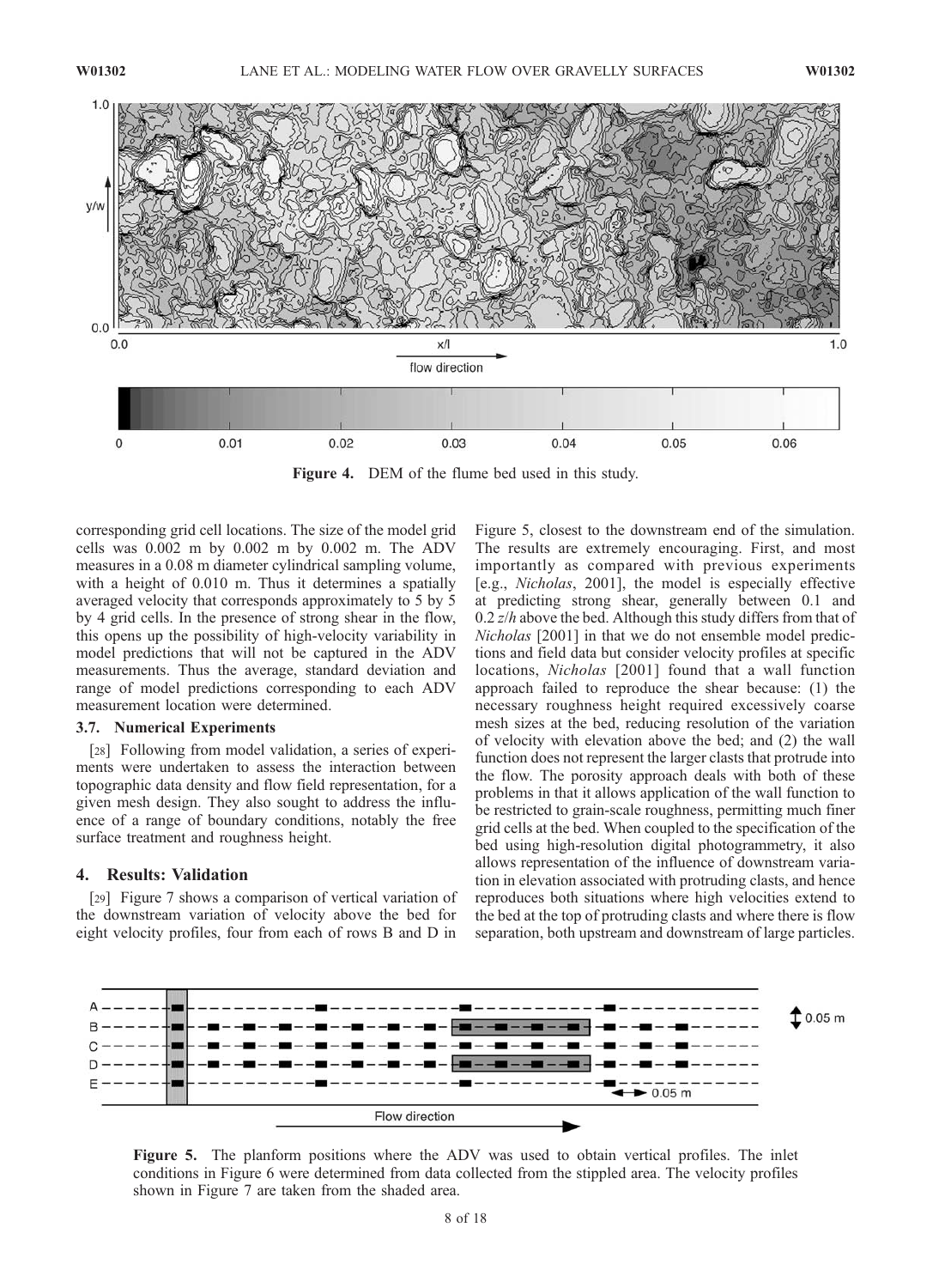Figure 4. DEM of the flume bed used in this study.

corresponding grid cell locations. The size of the model grid cells was 0.002 m by 0.002 m by 0.002 m. The ADV measures in a 0.08 m diameter cylindrical sampling volume, with a height of 0.010 m. Thus it determines a spatially averaged velocity that corresponds approximately to 5 by 5 by 4 grid cells. In the presence of strong shear in the flow, this opens up the possibility of high-velocity variability in model predictions that will not be captured in the ADV measurements. Thus the average, standard deviation and range of model predictions corresponding to each ADV measurement location were determined.

### 3.7. Numerical Experiments

[28] Following from model validation, a series of experiments were undertaken to assess the interaction between topographic data density and flow field representation, for a given mesh design. They also sought to address the influence of a range of boundary conditions, notably the free surface treatment and roughness height.

## 4. Results: Validation

[29] Figure 7 shows a comparison of vertical variation of the downstream variation of velocity above the bed for eight velocity profiles, four from each of rows B and D in Figure 5, closest to the downstream end of the simulation. The results are extremely encouraging. First, and most importantly as compared with previous experiments [e.g., *Nicholas*, 2001], the model is especially effective at predicting strong shear, generally between 0.1 and 0.2 $z/h$ above the bed. Although this study differs from that of *Nicholas* [2001] in that we do not ensemble model predictions and field data but consider velocity profiles at specific locations, *Nicholas* [2001] found that a wall function approach failed to reproduce the shear because: (1) the necessary roughness height required excessively coarse mesh sizes at the bed, reducing resolution of the variation of velocity with elevation above the bed; and (2) the wall function does not represent the larger clasts that protrude into the flow. The porosity approach deals with both of these problems in that it allows application of the wall function to be restricted to grain-scale roughness, permitting much finer grid cells at the bed. When coupled to the specification of the bed using high-resolution digital photogrammetry, it also allows representation of the influence of downstream variation in elevation associated with protruding clasts, and hence reproduces both situations where high velocities extend to the bed at the top of protruding clasts and where there is flow separation, both upstream and downstream of large particles.

Figure 5. The planform positions where the ADV was used to obtain vertical profiles. The inlet conditions in Figure 6 were determined from data collected from the stippled area. The velocity profiles shown in Figure 7 are taken from the shaded area.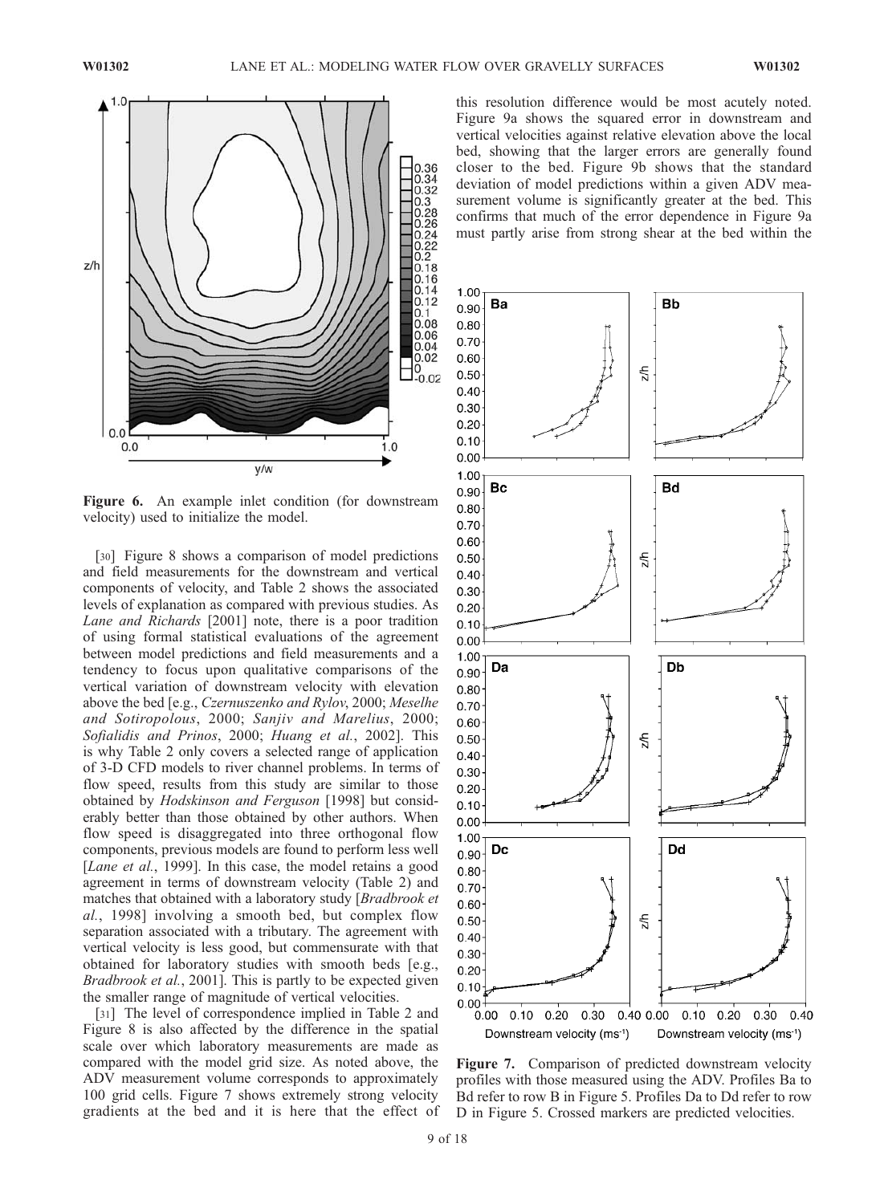Figure 6. An example inlet condition (for downstream velocity) used to initialize the model.

[30] Figure 8 shows a comparison of model predictions and field measurements for the downstream and vertical components of velocity, and Table 2 shows the associated levels of explanation as compared with previous studies. As *Lane and Richards* [2001] note, there is a poor tradition of using formal statistical evaluations of the agreement between model predictions and field measurements and a tendency to focus upon qualitative comparisons of the vertical variation of downstream velocity with elevation above the bed [e.g., *Czernuszenko and Rylov*, 2000; *Meselhe and Sotiropolous*, 2000; *Sanjiv and Marelius*, 2000; *Sofialidis and Prinos*, 2000; *Huang et al.*, 2002]. This is why Table 2 only covers a selected range of application of 3-D CFD models to river channel problems. In terms of flow speed, results from this study are similar to those obtained by *Hodskinson and Ferguson* [1998] but considerably better than those obtained by other authors. When flow speed is disaggregated into three orthogonal flow components, previous models are found to perform less well [*Lane et al.*, 1999]. In this case, the model retains a good agreement in terms of downstream velocity (Table 2) and matches that obtained with a laboratory study [*Bradbrook et al.*, 1998] involving a smooth bed, but complex flow separation associated with a tributary. The agreement with vertical velocity is less good, but commensurate with that obtained for laboratory studies with smooth beds [e.g., *Bradbrook et al.*, 2001]. This is partly to be expected given the smaller range of magnitude of vertical velocities.

[31] The level of correspondence implied in Table 2 and Figure 8 is also affected by the difference in the spatial scale over which laboratory measurements are made as compared with the model grid size. As noted above, the ADV measurement volume corresponds to approximately 100 grid cells. Figure 7 shows extremely strong velocity gradients at the bed and it is here that the effect of this resolution difference would be most acutely noted. Figure 9a shows the squared error in downstream and vertical velocities against relative elevation above the local bed, showing that the larger errors are generally found closer to the bed. Figure 9b shows that the standard deviation of model predictions within a given ADV measurement volume is significantly greater at the bed. This confirms that much of the error dependence in Figure 9a must partly arise from strong shear at the bed within the

Figure 7. Comparison of predicted downstream velocity profiles with those measured using the ADV. Profiles Ba to Bd refer to row B in Figure 5. Profiles Da to Dd refer to row D in Figure 5. Crossed markers are predicted velocities.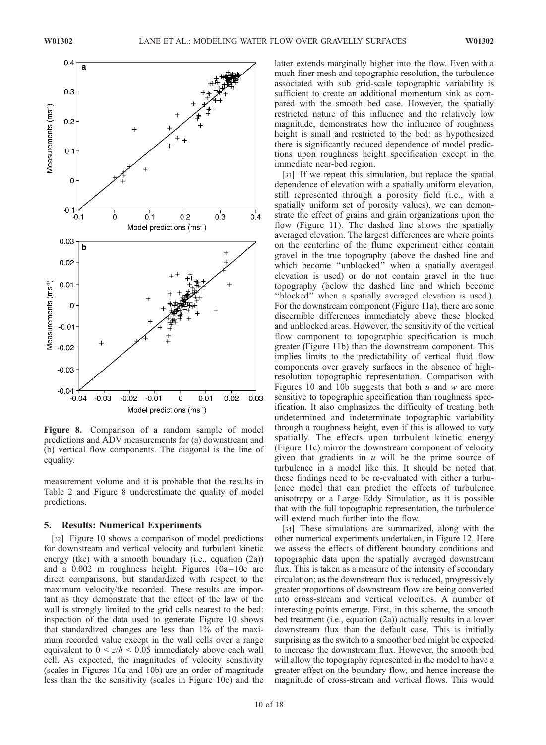Figure 8. Comparison of a random sample of model predictions and ADV measurements for (a) downstream and (b) vertical flow components. The diagonal is the line of equality.

measurement volume and it is probable that the results in Table 2 and Figure 8 underestimate the quality of model predictions.

## 5. Results: Numerical Experiments

[32] Figure 10 shows a comparison of model predictions for downstream and vertical velocity and turbulent kinetic energy (tke) with a smooth boundary (i.e., equation (2a)) and a 0.002 m roughness height. Figures 10a–10c are direct comparisons, but standardized with respect to the maximum velocity/tke recorded. These results are important as they demonstrate that the effect of the law of the wall is strongly limited to the grid cells nearest to the bed: inspection of the data used to generate Figure 10 shows that standardized changes are less than 1% of the maximum recorded value except in the wall cells over a range equivalent to $0 < z/h < 0.05$ immediately above each wall cell. As expected, the magnitudes of velocity sensitivity (scales in Figures 10a and 10b) are an order of magnitude less than the tke sensitivity (scales in Figure 10c) and the latter extends marginally higher into the flow. Even with a much finer mesh and topographic resolution, the turbulence associated with sub grid-scale topographic variability is sufficient to create an additional momentum sink as compared with the smooth bed case. However, the spatially restricted nature of this influence and the relatively low magnitude, demonstrates how the influence of roughness height is small and restricted to the bed: as hypothesized there is significantly reduced dependence of model predictions upon roughness height specification except in the immediate near-bed region.

[33] If we repeat this simulation, but replace the spatial dependence of elevation with a spatially uniform elevation, still represented through a porosity field (i.e., with a spatially uniform set of porosity values), we can demonstrate the effect of grains and grain organizations upon the flow (Figure 11). The dashed line shows the spatially averaged elevation. The largest differences are where points on the centerline of the flume experiment either contain gravel in the true topography (above the dashed line and which become "unblocked" when a spatially averaged elevation is used) or do not contain gravel in the true topography (below the dashed line and which become "blocked" when a spatially averaged elevation is used.). For the downstream component (Figure 11a), there are some discernible differences immediately above these blocked and unblocked areas. However, the sensitivity of the vertical flow component to topographic specification is much greater (Figure 11b) than the downstream component. This implies limits to the predictability of vertical fluid flow components over gravely surfaces in the absence of high-resolution topographic representation. Comparison with Figures 10 and 10b suggests that both $u$ and $w$ are more sensitive to topographic specification than roughness specification. It also emphasizes the difficulty of treating both undetermined and indeterminate topographic variability through a roughness height, even if this is allowed to vary spatially. The effects upon turbulent kinetic energy (Figure 11c) mirror the downstream component of velocity given that gradients in $u$ will be the prime source of turbulence in a model like this. It should be noted that these findings need to be re-evaluated with either a turbulence model that can predict the effects of turbulence anisotropy or a Large Eddy Simulation, as it is possible that with the full topographic representation, the turbulence will extend much further into the flow.

[34] These simulations are summarized, along with the other numerical experiments undertaken, in Figure 12. Here we assess the effects of different boundary conditions and topographic data upon the spatially averaged downstream flux. This is taken as a measure of the intensity of secondary circulation: as the downstream flux is reduced, progressively greater proportions of downstream flow are being converted into cross-stream and vertical velocities. A number of interesting points emerge. First, in this scheme, the smooth bed treatment (i.e., equation (2a)) actually results in a lower downstream flux than the default case. This is initially surprising as the switch to a smoother bed might be expected to increase the downstream flux. However, the smooth bed will allow the topography represented in the model to have a greater effect on the boundary flow, and hence increase the magnitude of cross-stream and vertical flows. This would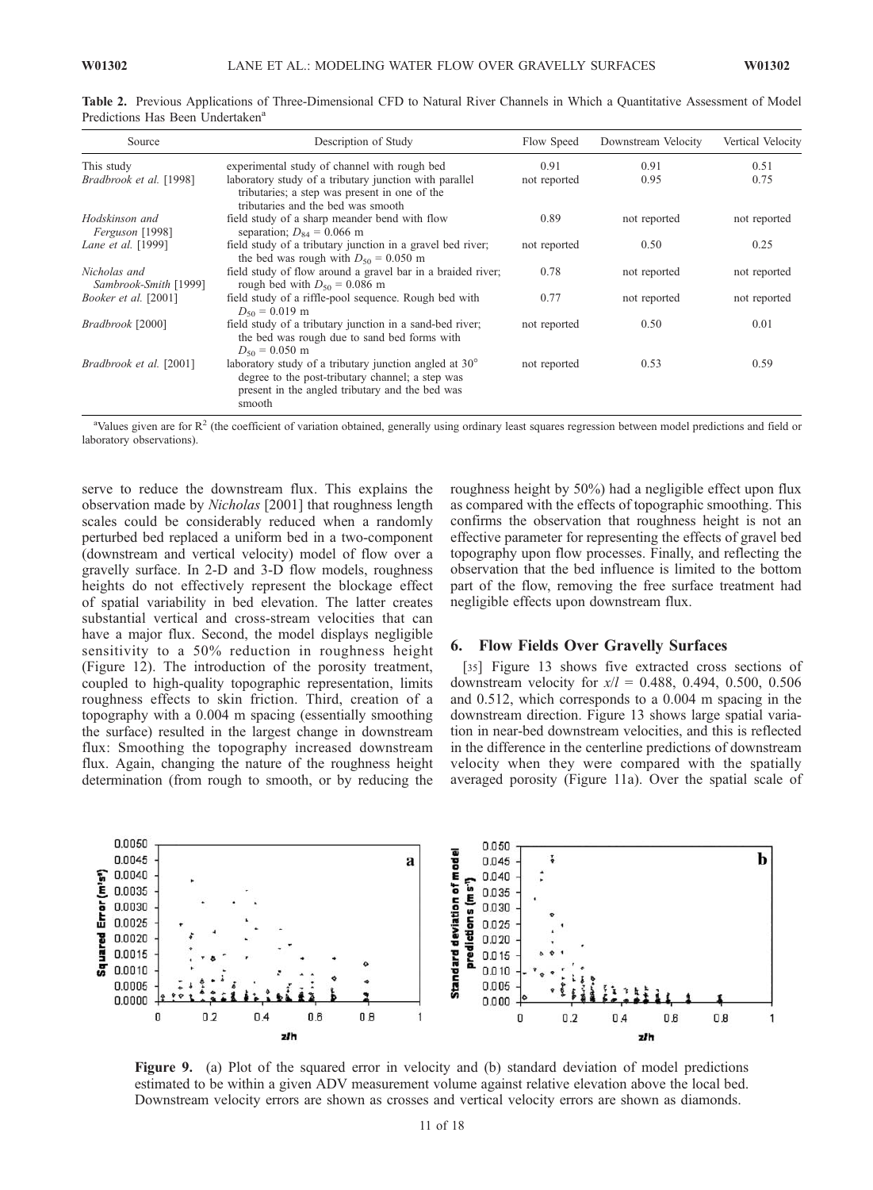**Table 2.** Previous Applications of Three-Dimensional CFD to Natural River Channels in Which a Quantitative Assessment of Model Predictions Has Been Undertaken[a]

| Source | Description of Study | Flow Speed | Downstream Velocity | Vertical Velocity |
|---|---|---|---|---|
| This study | experimental study of channel with rough bed | 0.91 | 0.91 | 0.51 |
| *Bradbrook et al.* [1998] | laboratory study of a tributary junction with parallel tributaries; a step was present in one of the tributaries and the bed was smooth | not reported | 0.95 | 0.75 |
| *Hodskinson and Ferguson* [1998] | field study of a sharp meander bend with flow separation; $D_{84}$ = 0.066 m | 0.89 | not reported | not reported |
| *Lane et al.* [1999] | field study of a tributary junction in a gravel bed river; the bed was rough with $D_{50}$ = 0.050 m | not reported | 0.50 | 0.25 |
| *Nicholas and Sambrook-Smith* [1999] | field study of flow around a gravel bar in a braided river; rough bed with $D_{50}$ = 0.086 m | 0.78 | not reported | not reported |
| *Booker et al.* [2001] | field study of a riffle-pool sequence. Rough bed with $D_{50}$ = 0.019 m | 0.77 | not reported | not reported |
| *Bradbrook* [2000] | field study of a tributary junction in a sand-bed river; the bed was rough due to sand bed forms with $D_{50}$ = 0.050 m | not reported | 0.50 | 0.01 |
| *Bradbrook et al.* [2001] | laboratory study of a tributary junction angled at 30° degree to the post-tributary channel; a step was present in the angled tributary and the bed was smooth | not reported | 0.53 | 0.59 |

[a]Values given are for $R^2$ (the coefficient of variation obtained, generally using ordinary least squares regression between model predictions and field or laboratory observations).

serve to reduce the downstream flux. This explains the observation made by *Nicholas* [2001] that roughness length scales could be considerably reduced when a randomly perturbed bed replaced a uniform bed in a two-component (downstream and vertical velocity) model of flow over a gravelly surface. In 2-D and 3-D flow models, roughness heights do not effectively represent the blockage effect of spatial variability in bed elevation. The latter creates substantial vertical and cross-stream velocities that can have a major flux. Second, the model displays negligible sensitivity to a 50% reduction in roughness height (Figure 12). The introduction of the porosity treatment, coupled to high-quality topographic representation, limits roughness effects to skin friction. Third, creation of a topography with a 0.004 m spacing (essentially smoothing the surface) resulted in the largest change in downstream flux: Smoothing the topography increased downstream flux. Again, changing the nature of the roughness height determination (from rough to smooth, or by reducing the roughness height by 50%) had a negligible effect upon flux as compared with the effects of topographic smoothing. This confirms the observation that roughness height is not an effective parameter for representing the effects of gravel bed topography upon flow processes. Finally, and reflecting the observation that the bed influence is limited to the bottom part of the flow, removing the free surface treatment had negligible effects upon downstream flux.

## 6. Flow Fields Over Gravelly Surfaces

[35] Figure 13 shows five extracted cross sections of downstream velocity for $x/l$ = 0.488, 0.494, 0.500, 0.506 and 0.512, which corresponds to a 0.004 m spacing in the downstream direction. Figure 13 shows large spatial variation in near-bed downstream velocities, and this is reflected in the difference in the centerline predictions of downstream velocity when they were compared with the spatially averaged porosity (Figure 11a). Over the spatial scale of

**Figure 9.** (a) Plot of the squared error in velocity and (b) standard deviation of model predictions estimated to be within a given ADV measurement volume against relative elevation above the local bed. Downstream velocity errors are shown as crosses and vertical velocity errors are shown as diamonds.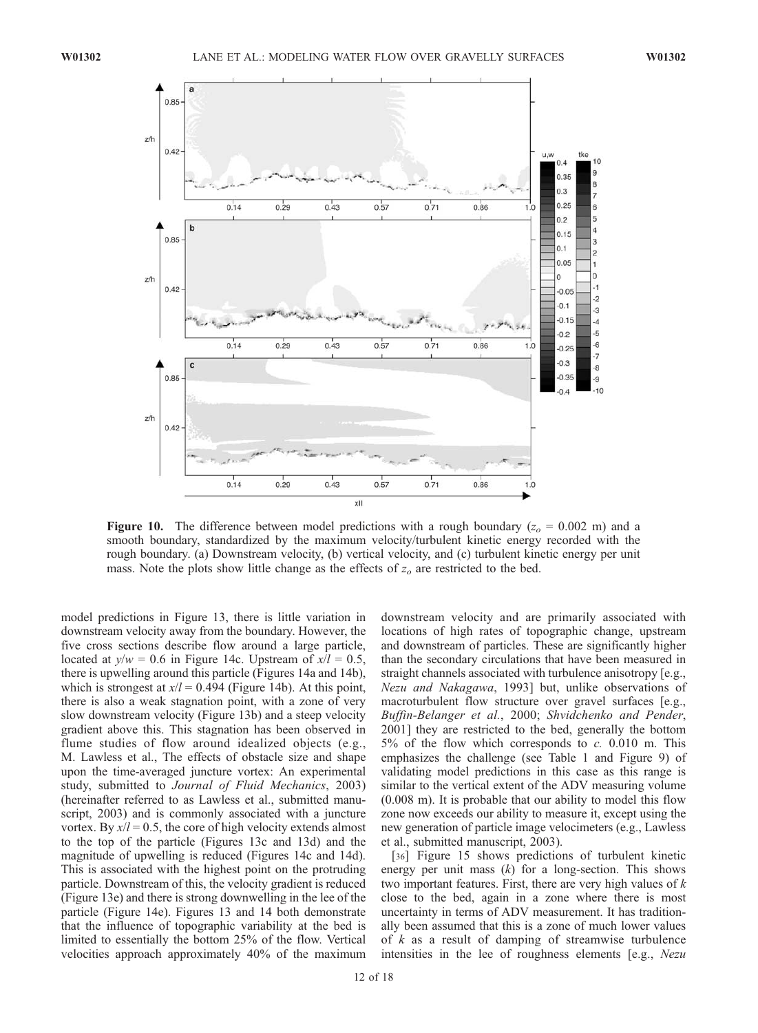**Figure 10.** The difference between model predictions with a rough boundary ($z_o$ = 0.002 m) and a smooth boundary, standardized by the maximum velocity/turbulent kinetic energy recorded with the rough boundary. (a) Downstream velocity, (b) vertical velocity, and (c) turbulent kinetic energy per unit mass. Note the plots show little change as the effects of $z_o$ are restricted to the bed.

model predictions in Figure 13, there is little variation in downstream velocity away from the boundary. However, the five cross sections describe flow around a large particle, located at $y/w$ = 0.6 in Figure 14c. Upstream of $x/l$ = 0.5, there is upwelling around this particle (Figures 14a and 14b), which is strongest at $x/l$ = 0.494 (Figure 14b). At this point, there is also a weak stagnation point, with a zone of very slow downstream velocity (Figure 13b) and a steep velocity gradient above this. This stagnation has been observed in flume studies of flow around idealized objects (e.g., M. Lawless et al., The effects of obstacle size and shape upon the time-averaged juncture vortex: An experimental study, submitted to *Journal of Fluid Mechanics*, 2003) (hereinafter referred to as Lawless et al., submitted manuscript, 2003) and is commonly associated with a juncture vortex. By $x/l$ = 0.5, the core of high velocity extends almost to the top of the particle (Figures 13c and 13d) and the magnitude of upwelling is reduced (Figures 14c and 14d). This is associated with the highest point on the protruding particle. Downstream of this, the velocity gradient is reduced (Figure 13e) and there is strong downwelling in the lee of the particle (Figure 14e). Figures 13 and 14 both demonstrate that the influence of topographic variability at the bed is limited to essentially the bottom 25% of the flow. Vertical velocities approach approximately 40% of the maximum downstream velocity and are primarily associated with locations of high rates of topographic change, upstream and downstream of particles. These are significantly higher than the secondary circulations that have been measured in straight channels associated with turbulence anisotropy [e.g., *Nezu and Nakagawa*, 1993] but, unlike observations of macroturbulent flow structure over gravel surfaces [e.g., *Buffin-Belanger et al.*, 2000; *Shvidchenko and Pender*, 2001] they are restricted to the bed, generally the bottom 5% of the flow which corresponds to *c.* 0.010 m. This emphasizes the challenge (see Table 1 and Figure 9) of validating model predictions in this case as this range is similar to the vertical extent of the ADV measuring volume (0.008 m). It is probable that our ability to model this flow zone now exceeds our ability to measure it, except using the new generation of particle image velocimeters (e.g., Lawless et al., submitted manuscript, 2003).

[36] Figure 15 shows predictions of turbulent kinetic energy per unit mass ($k$) for a long-section. This shows two important features. First, there are very high values of $k$ close to the bed, again in a zone where there is most uncertainty in terms of ADV measurement. It has traditionally been assumed that this is a zone of much lower values of $k$ as a result of damping of streamwise turbulence intensities in the lee of roughness elements [e.g., *Nezu*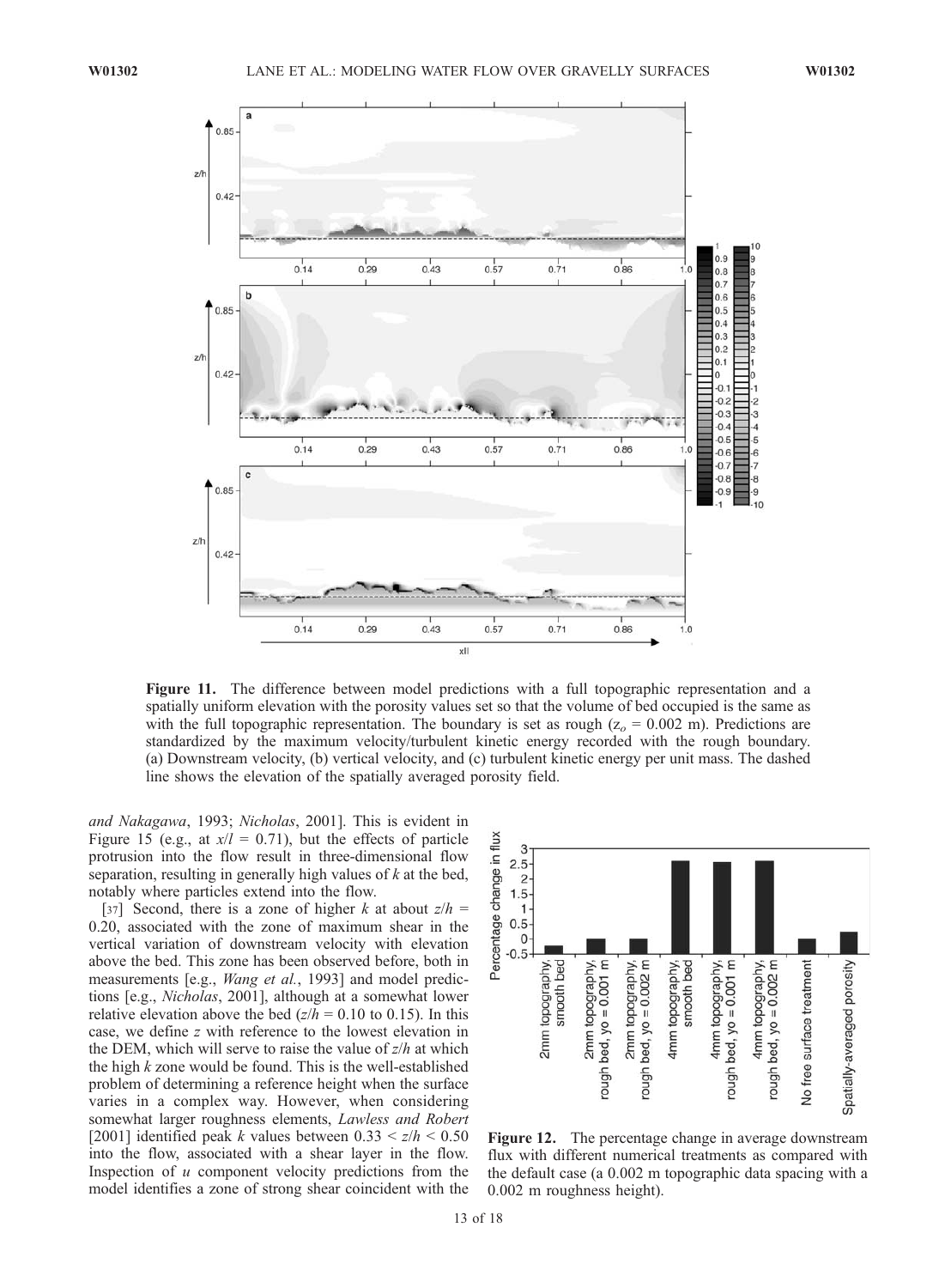Figure 11. The difference between model predictions with a full topographic representation and a spatially uniform elevation with the porosity values set so that the volume of bed occupied is the same as with the full topographic representation. The boundary is set as rough ($z_o$ = 0.002 m). Predictions are standardized by the maximum velocity/turbulent kinetic energy recorded with the rough boundary. (a) Downstream velocity, (b) vertical velocity, and (c) turbulent kinetic energy per unit mass. The dashed line shows the elevation of the spatially averaged porosity field.

*and Nakagawa*, 1993; *Nicholas*, 2001]. This is evident in Figure 15 (e.g., at $x/l$ = 0.71), but the effects of particle protrusion into the flow result in three-dimensional flow separation, resulting in generally high values of $k$ at the bed, notably where particles extend into the flow.

[37] Second, there is a zone of higher $k$ at about $z/h$ = 0.20, associated with the zone of maximum shear in the vertical variation of downstream velocity with elevation above the bed. This zone has been observed before, both in measurements [e.g., *Wang et al.*, 1993] and model predictions [e.g., *Nicholas*, 2001], although at a somewhat lower relative elevation above the bed ($z/h$ = 0.10 to 0.15). In this case, we define $z$ with reference to the lowest elevation in the DEM, which will serve to raise the value of $z/h$ at which the high $k$ zone would be found. This is the well-established problem of determining a reference height when the surface varies in a complex way. However, when considering somewhat larger roughness elements, *Lawless and Robert* [2001] identified peak $k$ values between $0.33 < z/h < 0.50$ into the flow, associated with a shear layer in the flow. Inspection of $u$ component velocity predictions from the model identifies a zone of strong shear coincident with the

Figure 12. The percentage change in average downstream flux with different numerical treatments as compared with the default case (a 0.002 m topographic data spacing with a 0.002 m roughness height).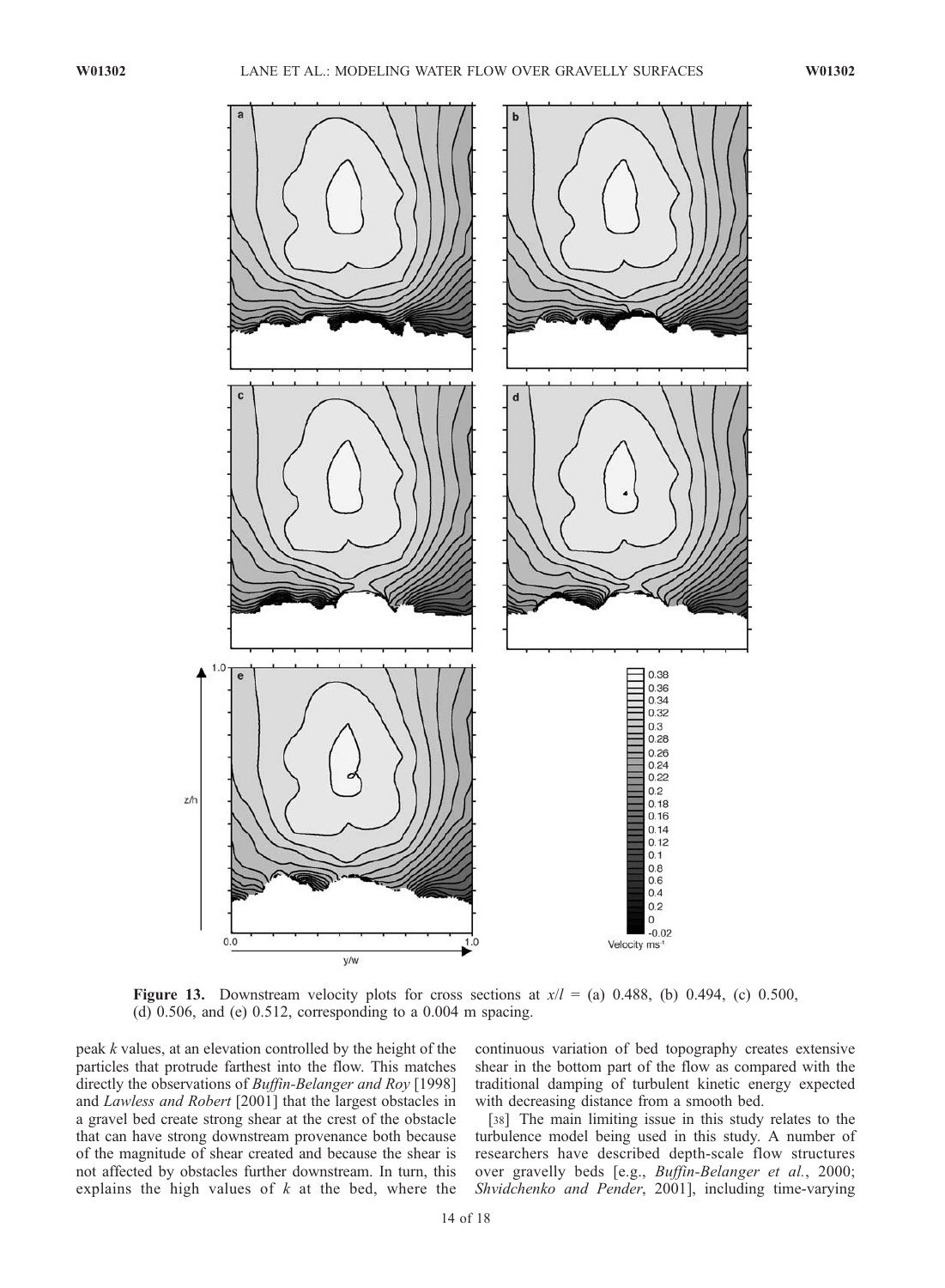**Figure 13.** Downstream velocity plots for cross sections at $x/l$ = (a) 0.488, (b) 0.494, (c) 0.500, (d) 0.506, and (e) 0.512, corresponding to a 0.004 m spacing.

peak $k$ values, at an elevation controlled by the height of the particles that protrude farthest into the flow. This matches directly the observations of *Buffin-Belanger and Roy* [1998] and *Lawless and Robert* [2001] that the largest obstacles in a gravel bed create strong shear at the crest of the obstacle that can have strong downstream provenance both because of the magnitude of shear created and because the shear is not affected by obstacles further downstream. In turn, this explains the high values of $k$ at the bed, where the continuous variation of bed topography creates extensive shear in the bottom part of the flow as compared with the traditional damping of turbulent kinetic energy expected with decreasing distance from a smooth bed.

[38] The main limiting issue in this study relates to the turbulence model being used in this study. A number of researchers have described depth-scale flow structures over gravelly beds [e.g., *Buffin-Belanger et al.*, 2000; *Shvidchenko and Pender*, 2001], including time-varying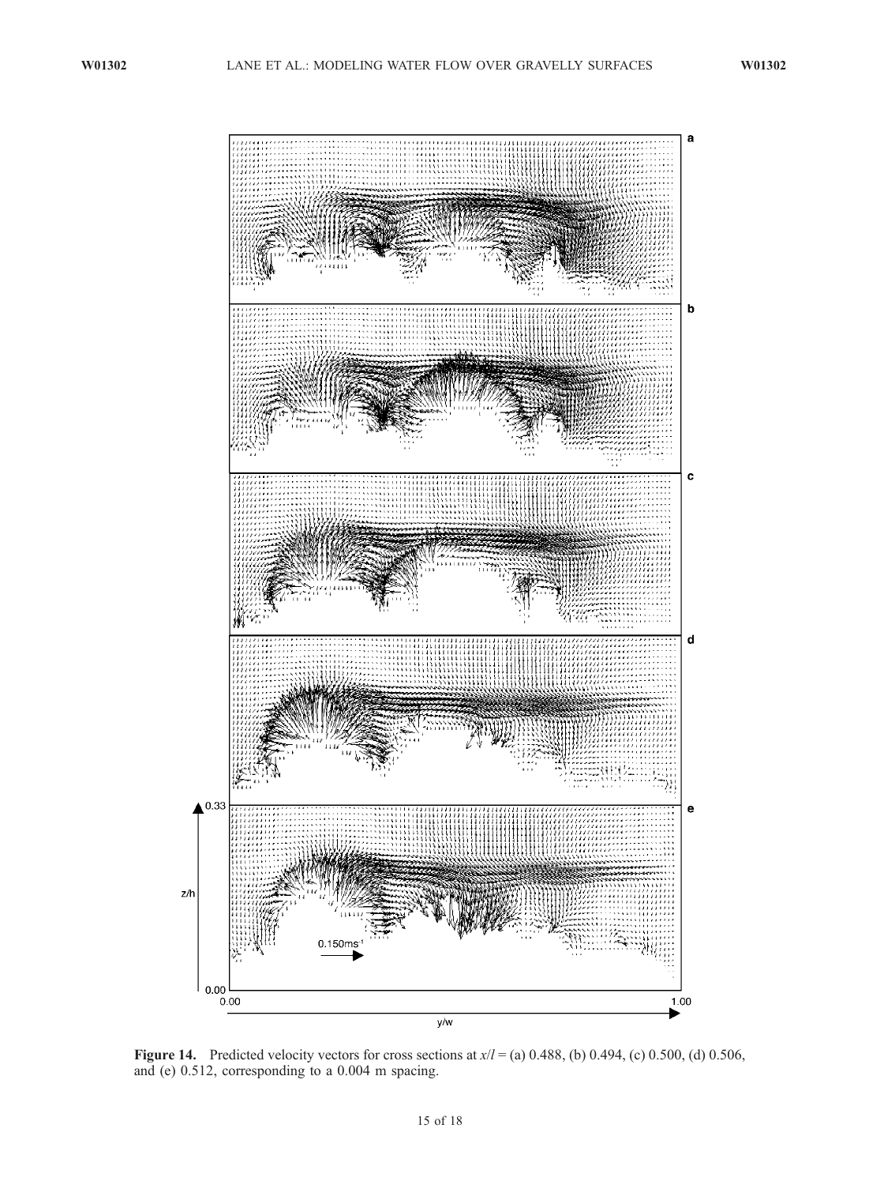**Figure 14.** Predicted velocity vectors for cross sections at $x/l$ = (a) 0.488, (b) 0.494, (c) 0.500, (d) 0.506, and (e) 0.512, corresponding to a 0.004 m spacing.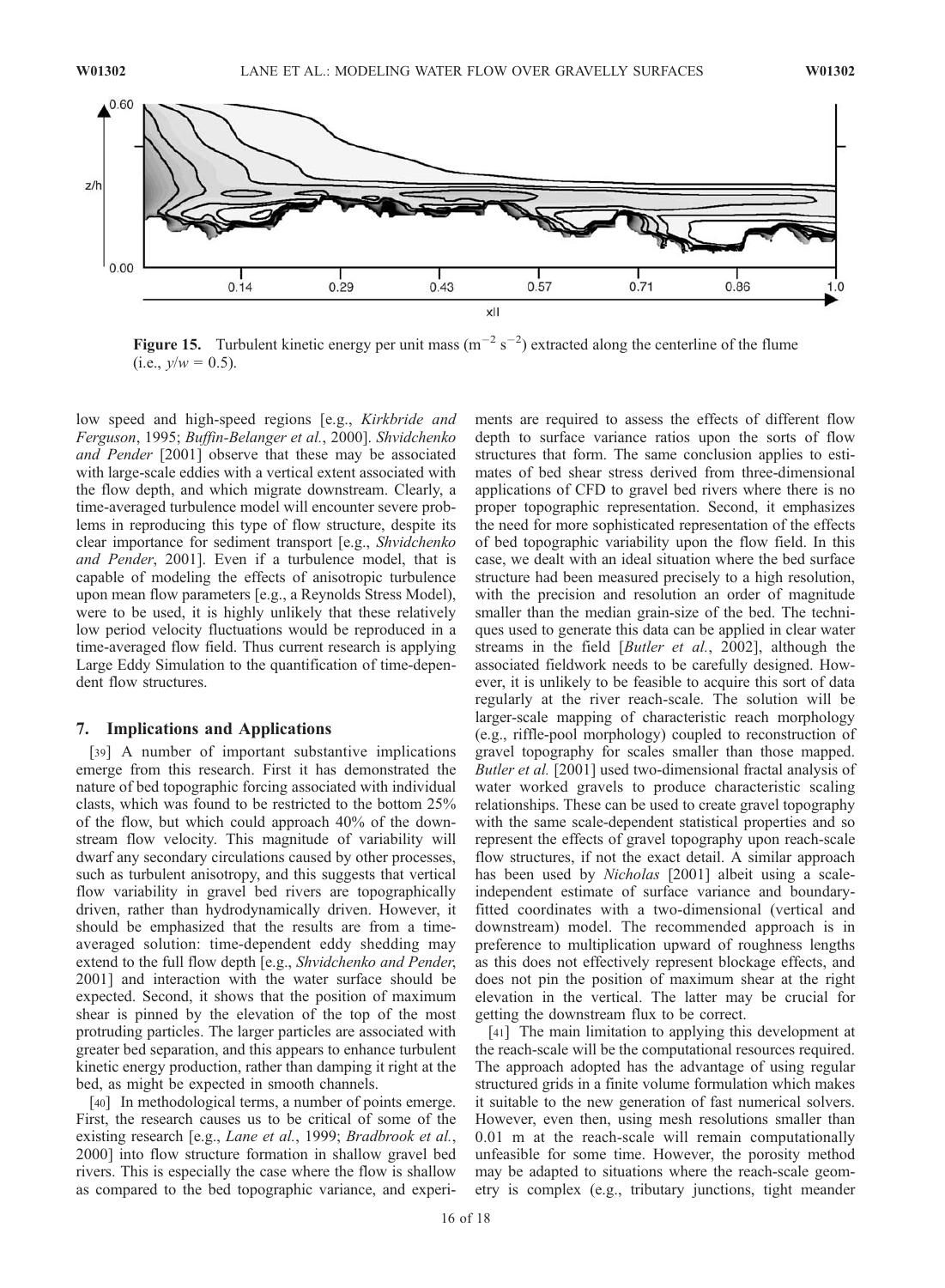0.60

z/h

0.00

0.14 0.29 0.43 0.57 0.71 0.86 1.0

x/l

**Figure 15.** Turbulent kinetic energy per unit mass ($m^{-2}$ $s^{-2}$) extracted along the centerline of the flume (i.e., $y/w$ = 0.5).

low speed and high-speed regions [e.g., *Kirkbride and Ferguson*, 1995; *Buffin-Belanger et al.*, 2000]. *Shvidchenko and Pender* [2001] observe that these may be associated with large-scale eddies with a vertical extent associated with the flow depth, and which migrate downstream. Clearly, a time-averaged turbulence model will encounter severe problems in reproducing this type of flow structure, despite its clear importance for sediment transport [e.g., *Shvidchenko and Pender*, 2001]. Even if a turbulence model, that is capable of modeling the effects of anisotropic turbulence upon mean flow parameters [e.g., a Reynolds Stress Model), were to be used, it is highly unlikely that these relatively low period velocity fluctuations would be reproduced in a time-averaged flow field. Thus current research is applying Large Eddy Simulation to the quantification of time-dependent flow structures.

## 7. Implications and Applications

[39] A number of important substantive implications emerge from this research. First it has demonstrated the nature of bed topographic forcing associated with individual clasts, which was found to be restricted to the bottom 25% of the flow, but which could approach 40% of the downstream flow velocity. This magnitude of variability will dwarf any secondary circulations caused by other processes, such as turbulent anisotropy, and this suggests that vertical flow variability in gravel bed rivers are topographically driven, rather than hydrodynamically driven. However, it should be emphasized that the results are from a time-averaged solution: time-dependent eddy shedding may extend to the full flow depth [e.g., *Shvidchenko and Pender*, 2001] and interaction with the water surface should be expected. Second, it shows that the position of maximum shear is pinned by the elevation of the top of the most protruding particles. The larger particles are associated with greater bed separation, and this appears to enhance turbulent kinetic energy production, rather than damping it right at the bed, as might be expected in smooth channels.

[40] In methodological terms, a number of points emerge. First, the research causes us to be critical of some of the existing research [e.g., *Lane et al.*, 1999; *Bradbrook et al.*, 2000] into flow structure formation in shallow gravel bed rivers. This is especially the case where the flow is shallow as compared to the bed topographic variance, and experiments are required to assess the effects of different flow depth to surface variance ratios upon the sorts of flow structures that form. The same conclusion applies to estimates of bed shear stress derived from three-dimensional applications of CFD to gravel bed rivers where there is no proper topographic representation. Second, it emphasizes the need for more sophisticated representation of the effects of bed topographic variability upon the flow field. In this case, we dealt with an ideal situation where the bed surface structure had been measured precisely to a high resolution, with the precision and resolution an order of magnitude smaller than the median grain-size of the bed. The techniques used to generate this data can be applied in clear water streams in the field [*Butler et al.*, 2002], although the associated fieldwork needs to be carefully designed. However, it is unlikely to be feasible to acquire this sort of data regularly at the river reach-scale. The solution will be larger-scale mapping of characteristic reach morphology (e.g., riffle-pool morphology) coupled to reconstruction of gravel topography for scales smaller than those mapped. *Butler et al.* [2001] used two-dimensional fractal analysis of water worked gravels to produce characteristic scaling relationships. These can be used to create gravel topography with the same scale-dependent statistical properties and so represent the effects of gravel topography upon reach-scale flow structures, if not the exact detail. A similar approach has been used by *Nicholas* [2001] albeit using a scale-independent estimate of surface variance and boundary-fitted coordinates with a two-dimensional (vertical and downstream) model. The recommended approach is in preference to multiplication upward of roughness lengths as this does not effectively represent blockage effects, and does not pin the position of maximum shear at the right elevation in the vertical. The latter may be crucial for getting the downstream flux to be correct.

[41] The main limitation to applying this development at the reach-scale will be the computational resources required. The approach adopted has the advantage of using regular structured grids in a finite volume formulation which makes it suitable to the new generation of fast numerical solvers. However, even then, using mesh resolutions smaller than 0.01 m at the reach-scale will remain computationally unfeasible for some time. However, the porosity method may be adapted to situations where the reach-scale geometry is complex (e.g., tributary junctions, tight meander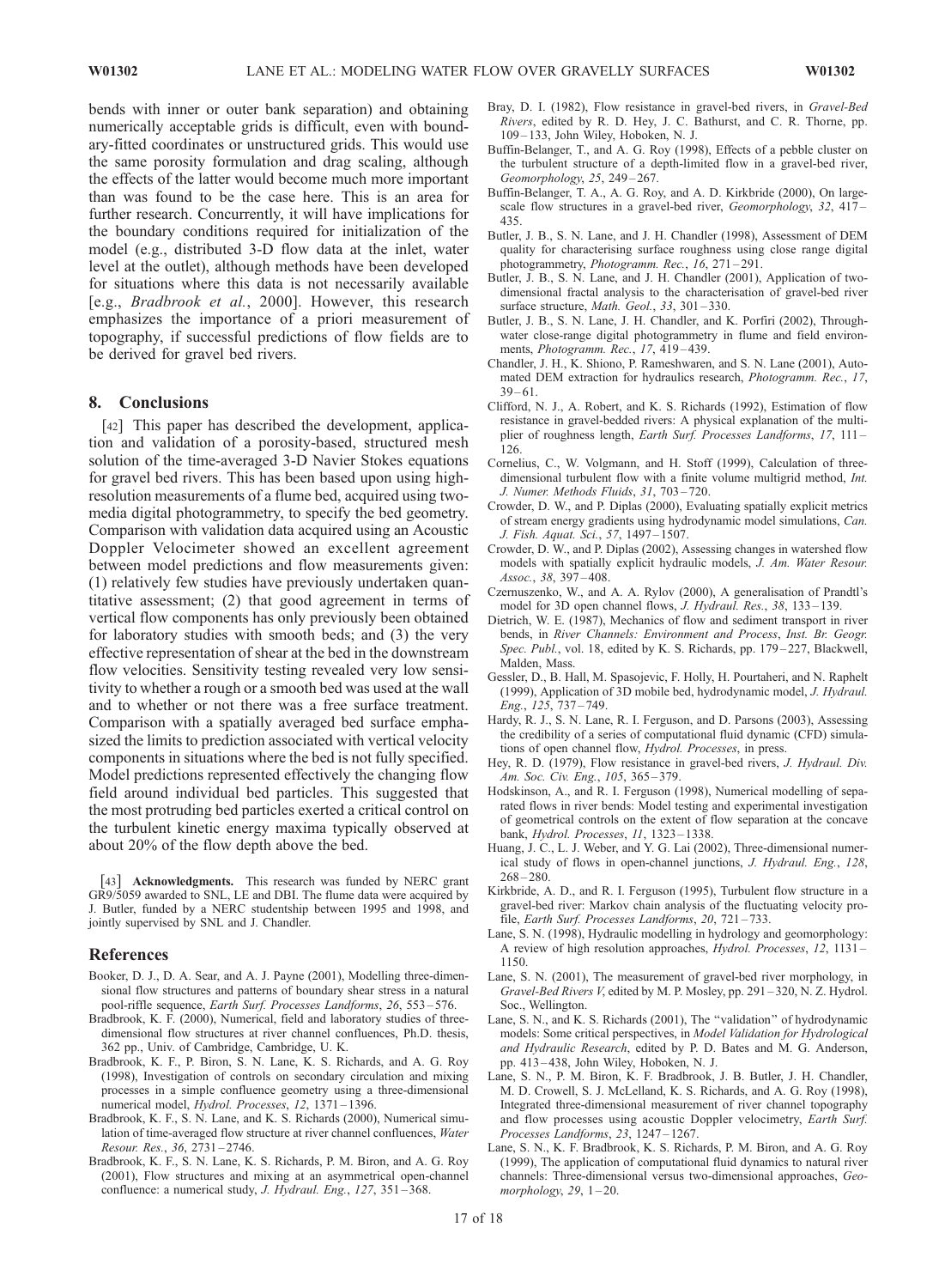bends with inner or outer bank separation) and obtaining numerically acceptable grids is difficult, even with boundary-fitted coordinates or unstructured grids. This would use the same porosity formulation and drag scaling, although the effects of the latter would become much more important than was found to be the case here. This is an area for further research. Concurrently, it will have implications for the boundary conditions required for initialization of the model (e.g., distributed 3-D flow data at the inlet, water level at the outlet), although methods have been developed for situations where this data is not necessarily available [e.g., *Bradbrook et al.*, 2000]. However, this research emphasizes the importance of a priori measurement of topography, if successful predictions of flow fields are to be derived for gravel bed rivers.

## 8. Conclusions

[42] This paper has described the development, application and validation of a porosity-based, structured mesh solution of the time-averaged 3-D Navier Stokes equations for gravel bed rivers. This has been based upon using high-resolution measurements of a flume bed, acquired using two-media digital photogrammetry, to specify the bed geometry. Comparison with validation data acquired using an Acoustic Doppler Velocimeter showed an excellent agreement between model predictions and flow measurements given: (1) relatively few studies have previously undertaken quantitative assessment; (2) that good agreement in terms of vertical flow components has only previously been obtained for laboratory studies with smooth beds; and (3) the very effective representation of shear at the bed in the downstream flow velocities. Sensitivity testing revealed very low sensitivity to whether a rough or a smooth bed was used at the wall and to whether or not there was a free surface treatment. Comparison with a spatially averaged bed surface emphasized the limits to prediction associated with vertical velocity components in situations where the bed is not fully specified. Model predictions represented effectively the changing flow field around individual bed particles. This suggested that the most protruding bed particles exerted a critical control on the turbulent kinetic energy maxima typically observed at about 20% of the flow depth above the bed.

[43] **Acknowledgments.** This research was funded by NERC grant GR9/5059 awarded to SNL, LE and DBI. The flume data were acquired by J. Butler, funded by a NERC studentship between 1995 and 1998, and jointly supervised by SNL and J. Chandler.

## References

Booker, D. J., D. A. Sear, and A. J. Payne (2001), Modelling three-dimensional flow structures and patterns of boundary shear stress in a natural pool-riffle sequence, *Earth Surf. Processes Landforms*, *26*, 553–576.

Bradbrook, K. F. (2000), Numerical, field and laboratory studies of three-dimensional flow structures at river channel confluences, Ph.D. thesis, 362 pp., Univ. of Cambridge, Cambridge, U. K.

Bradbrook, K. F., P. Biron, S. N. Lane, K. S. Richards, and A. G. Roy (1998), Investigation of controls on secondary circulation and mixing processes in a simple confluence geometry using a three-dimensional numerical model, *Hydrol. Processes*, *12*, 1371–1396.

Bradbrook, K. F., S. N. Lane, and K. S. Richards (2000), Numerical simulation of time-averaged flow structure at river channel confluences, *Water Resour. Res.*, *36*, 2731–2746.

Bradbrook, K. F., S. N. Lane, K. S. Richards, P. M. Biron, and A. G. Roy (2001), Flow structures and mixing at an asymmetrical open-channel confluence: a numerical study, *J. Hydraul. Eng.*, *127*, 351–368.

Bray, D. I. (1982), Flow resistance in gravel-bed rivers, in *Gravel-Bed Rivers*, edited by R. D. Hey, J. C. Bathurst, and C. R. Thorne, pp. 109–133, John Wiley, Hoboken, N. J.

Buffin-Belanger, T., and A. G. Roy (1998), Effects of a pebble cluster on the turbulent structure of a depth-limited flow in a gravel-bed river, *Geomorphology*, *25*, 249–267.

Buffin-Belanger, T. A., A. G. Roy, and A. D. Kirkbride (2000), On large-scale flow structures in a gravel-bed river, *Geomorphology*, *32*, 417–435.

Butler, J. B., S. N. Lane, and J. H. Chandler (1998), Assessment of DEM quality for characterising surface roughness using close range digital photogrammetry, *Photogramm. Rec.*, *16*, 271–291.

Butler, J. B., S. N. Lane, and J. H. Chandler (2001), Application of two-dimensional fractal analysis to the characterisation of gravel-bed river surface structure, *Math. Geol.*, *33*, 301–330.

Butler, J. B., S. N. Lane, J. H. Chandler, and K. Porfiri (2002), Through-water close-range digital photogrammetry in flume and field environments, *Photogramm. Rec.*, *17*, 419–439.

Chandler, J. H., K. Shiono, P. Rameshwaren, and S. N. Lane (2001), Automated DEM extraction for hydraulics research, *Photogramm. Rec.*, *17*, 39–61.

Clifford, N. J., A. Robert, and K. S. Richards (1992), Estimation of flow resistance in gravel-bedded rivers: A physical explanation of the multiplier of roughness length, *Earth Surf. Processes Landforms*, *17*, 111–126.

Cornelius, C., W. Volgmann, and H. Stoff (1999), Calculation of three-dimensional turbulent flow with a finite volume multigrid method, *Int. J. Numer. Methods Fluids*, *31*, 703–720.

Crowder, D. W., and P. Diplas (2000), Evaluating spatially explicit metrics of stream energy gradients using hydrodynamic model simulations, *Can. J. Fish. Aquat. Sci.*, *57*, 1497–1507.

Crowder, D. W., and P. Diplas (2002), Assessing changes in watershed flow models with spatially explicit hydraulic models, *J. Am. Water Resour. Assoc.*, *38*, 397–408.

Czernuszenko, W., and A. A. Rylov (2000), A generalisation of Prandtl's model for 3D open channel flows, *J. Hydraul. Res.*, *38*, 133–139.

Dietrich, W. E. (1987), Mechanics of flow and sediment transport in river bends, in *River Channels: Environment and Process*, *Inst. Br. Geogr. Spec. Publ.*, vol. 18, edited by K. S. Richards, pp. 179–227, Blackwell, Malden, Mass.

Gessler, D., B. Hall, M. Spasojevic, F. Holly, H. Pourtaheri, and N. Raphelt (1999), Application of 3D mobile bed, hydrodynamic model, *J. Hydraul. Eng.*, *125*, 737–749.

Hardy, R. J., S. N. Lane, R. I. Ferguson, and D. Parsons (2003), Assessing the credibility of a series of computational fluid dynamic (CFD) simulations of open channel flow, *Hydrol. Processes*, in press.

Hey, R. D. (1979), Flow resistance in gravel-bed rivers, *J. Hydraul. Div. Am. Soc. Civ. Eng.*, *105*, 365–379.

Hodskinson, A., and R. I. Ferguson (1998), Numerical modelling of separated flows in river bends: Model testing and experimental investigation of geometrical controls on the extent of flow separation at the concave bank, *Hydrol. Processes*, *11*, 1323–1338.

Huang, J. C., L. J. Weber, and Y. G. Lai (2002), Three-dimensional numerical study of flows in open-channel junctions, *J. Hydraul. Eng.*, *128*, 268–280.

Kirkbride, A. D., and R. I. Ferguson (1995), Turbulent flow structure in a gravel-bed river: Markov chain analysis of the fluctuating velocity profile, *Earth Surf. Processes Landforms*, *20*, 721–733.

Lane, S. N. (1998), Hydraulic modelling in hydrology and geomorphology: A review of high resolution approaches, *Hydrol. Processes*, *12*, 1131–1150.

Lane, S. N. (2001), The measurement of gravel-bed river morphology, in *Gravel-Bed Rivers V*, edited by M. P. Mosley, pp. 291–320, N. Z. Hydrol. Soc., Wellington.

Lane, S. N., and K. S. Richards (2001), The "validation" of hydrodynamic models: Some critical perspectives, in *Model Validation for Hydrological and Hydraulic Research*, edited by P. D. Bates and M. G. Anderson, pp. 413–438, John Wiley, Hoboken, N. J.

Lane, S. N., P. M. Biron, K. F. Bradbrook, J. B. Butler, J. H. Chandler, M. D. Crowell, S. J. McLelland, K. S. Richards, and A. G. Roy (1998), Integrated three-dimensional measurement of river channel topography and flow processes using acoustic Doppler velocimetry, *Earth Surf. Processes Landforms*, *23*, 1247–1267.

Lane, S. N., K. F. Bradbrook, K. S. Richards, P. M. Biron, and A. G. Roy (1999), The application of computational fluid dynamics to natural river channels: Three-dimensional versus two-dimensional approaches, *Geomorphology*, *29*, 1–20.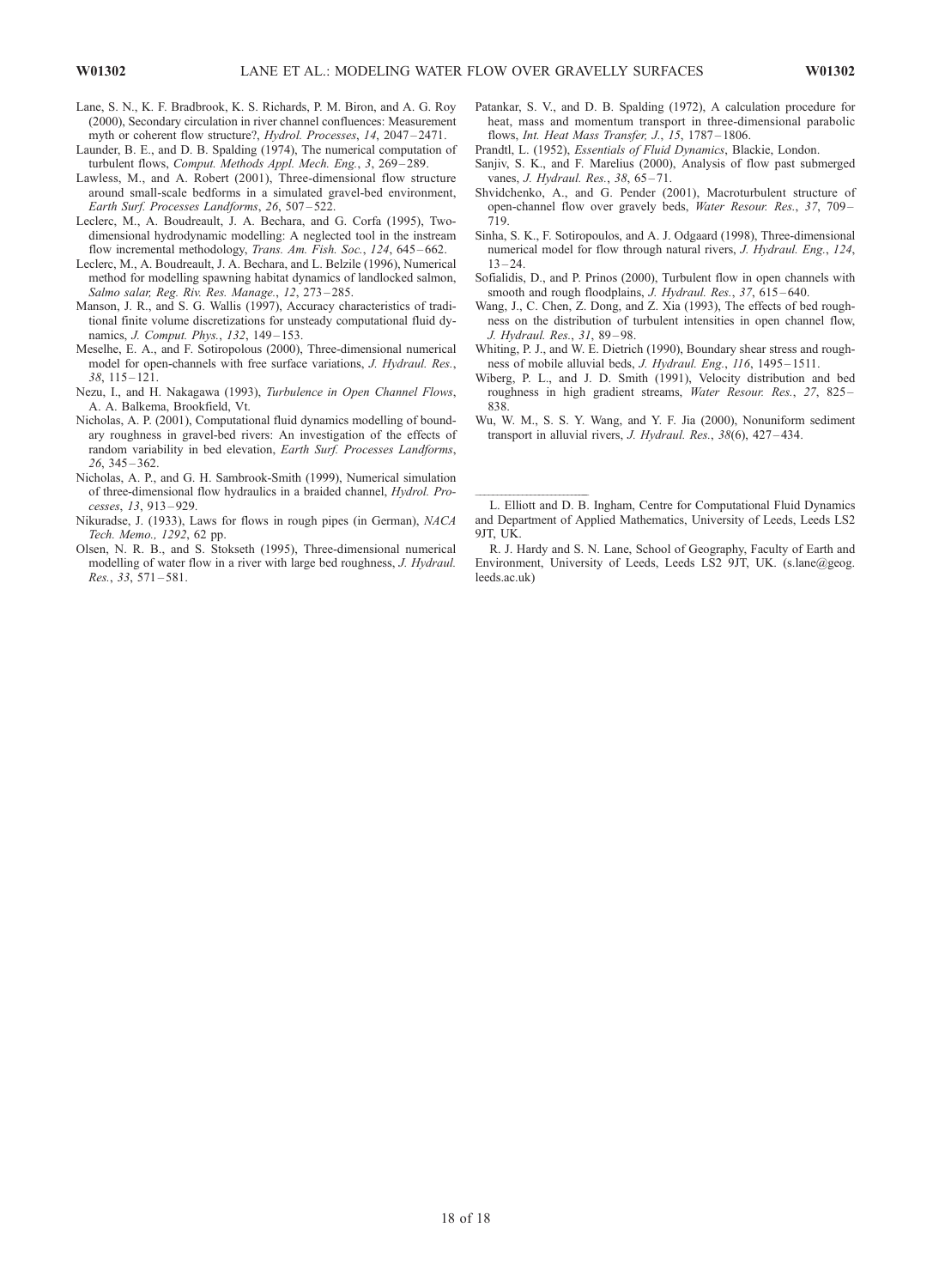Lane, S. N., K. F. Bradbrook, K. S. Richards, P. M. Biron, and A. G. Roy (2000), Secondary circulation in river channel confluences: Measurement myth or coherent flow structure?, *Hydrol. Processes*, *14*, 2047–2471.

Launder, B. E., and D. B. Spalding (1974), The numerical computation of turbulent flows, *Comput. Methods Appl. Mech. Eng.*, *3*, 269–289.

Lawless, M., and A. Robert (2001), Three-dimensional flow structure around small-scale bedforms in a simulated gravel-bed environment, *Earth Surf. Processes Landforms*, *26*, 507–522.

Leclerc, M., A. Boudreault, J. A. Bechara, and G. Corfa (1995), Two-dimensional hydrodynamic modelling: A neglected tool in the instream flow incremental methodology, *Trans. Am. Fish. Soc.*, *124*, 645–662.

Leclerc, M., A. Boudreault, J. A. Bechara, and L. Belzile (1996), Numerical method for modelling spawning habitat dynamics of landlocked salmon, *Salmo salar, Reg. Riv. Res. Manage.*, *12*, 273–285.

Manson, J. R., and S. G. Wallis (1997), Accuracy characteristics of traditional finite volume discretizations for unsteady computational fluid dynamics, *J. Comput. Phys.*, *132*, 149–153.

Meselhe, E. A., and F. Sotiropolous (2000), Three-dimensional numerical model for open-channels with free surface variations, *J. Hydraul. Res.*, *38*, 115–121.

Nezu, I., and H. Nakagawa (1993), *Turbulence in Open Channel Flows*, A. A. Balkema, Brookfield, Vt.

Nicholas, A. P. (2001), Computational fluid dynamics modelling of boundary roughness in gravel-bed rivers: An investigation of the effects of random variability in bed elevation, *Earth Surf. Processes Landforms*, *26*, 345–362.

Nicholas, A. P., and G. H. Sambrook-Smith (1999), Numerical simulation of three-dimensional flow hydraulics in a braided channel, *Hydrol. Processes*, *13*, 913–929.

Nikuradse, J. (1933), Laws for flows in rough pipes (in German), *NACA Tech. Memo., 1292*, 62 pp.

Olsen, N. R. B., and S. Stokseth (1995), Three-dimensional numerical modelling of water flow in a river with large bed roughness, *J. Hydraul. Res.*, *33*, 571–581.

Patankar, S. V., and D. B. Spalding (1972), A calculation procedure for heat, mass and momentum transport in three-dimensional parabolic flows, *Int. Heat Mass Transfer, J.*, *15*, 1787–1806.

Prandtl, L. (1952), *Essentials of Fluid Dynamics*, Blackie, London.

Sanjiv, S. K., and F. Marelius (2000), Analysis of flow past submerged vanes, *J. Hydraul. Res.*, *38*, 65–71.

Shvidchenko, A., and G. Pender (2001), Macroturbulent structure of open-channel flow over gravely beds, *Water Resour. Res.*, *37*, 709–719.

Sinha, S. K., F. Sotiropoulos, and A. J. Odgaard (1998), Three-dimensional numerical model for flow through natural rivers, *J. Hydraul. Eng.*, *124*, 13–24.

Sofialidis, D., and P. Prinos (2000), Turbulent flow in open channels with smooth and rough floodplains, *J. Hydraul. Res.*, *37*, 615–640.

Wang, J., C. Chen, Z. Dong, and Z. Xia (1993), The effects of bed roughness on the distribution of turbulent intensities in open channel flow, *J. Hydraul. Res.*, *31*, 89–98.

Whiting, P. J., and W. E. Dietrich (1990), Boundary shear stress and roughness of mobile alluvial beds, *J. Hydraul. Eng.*, *116*, 1495–1511.

Wiberg, P. L., and J. D. Smith (1991), Velocity distribution and bed roughness in high gradient streams, *Water Resour. Res.*, *27*, 825–838.

Wu, W. M., S. S. Y. Wang, and Y. F. Jia (2000), Nonuniform sediment transport in alluvial rivers, *J. Hydraul. Res.*, *38*(6), 427–434.

---

L. Elliott and D. B. Ingham, Centre for Computational Fluid Dynamics and Department of Applied Mathematics, University of Leeds, Leeds LS2 9JT, UK.

R. J. Hardy and S. N. Lane, School of Geography, Faculty of Earth and Environment, University of Leeds, Leeds LS2 9JT, UK. (s.lane@geog.leeds.ac.uk)